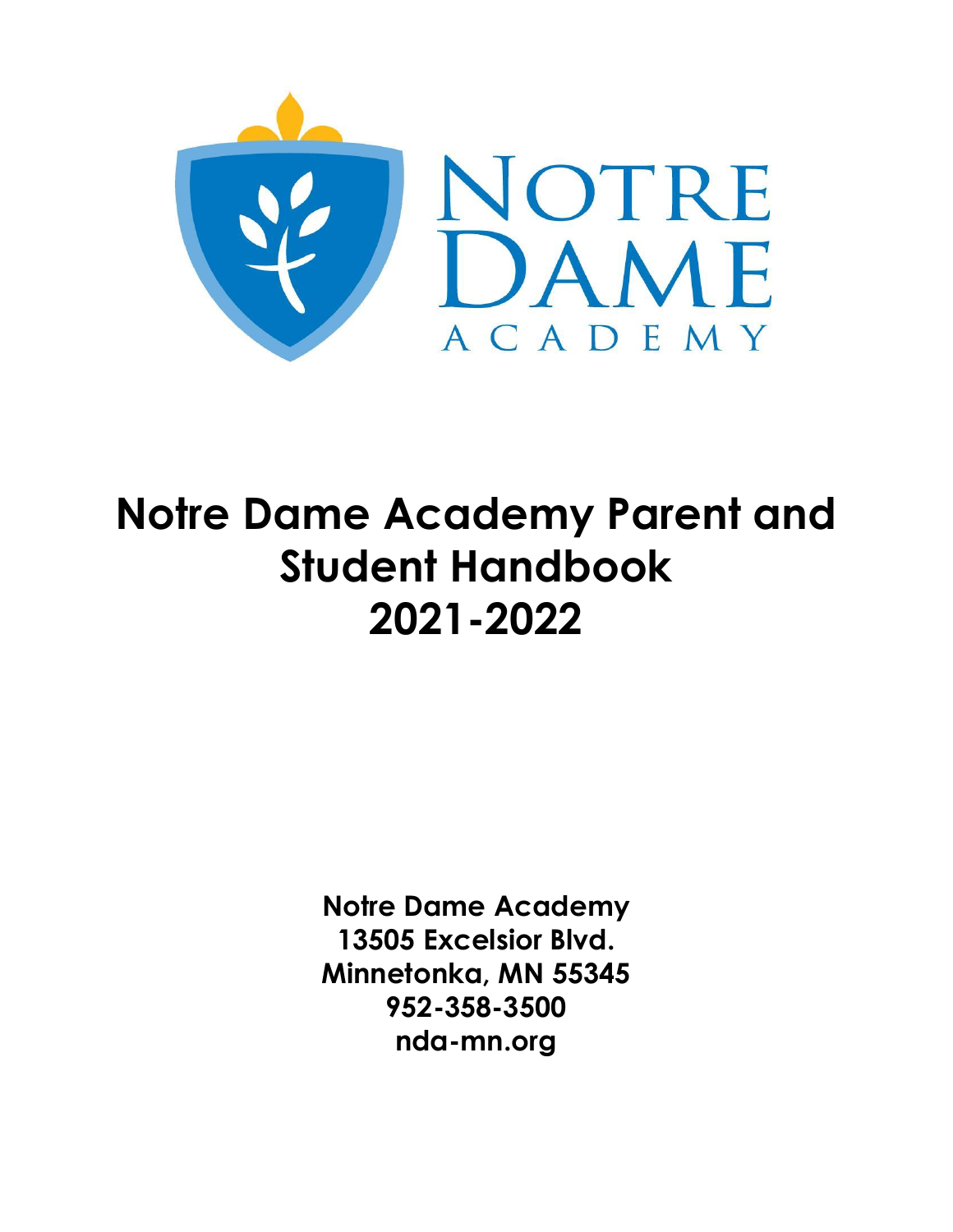# Notre Dame Academy Parent and Student Handbook 2021-2022

**Notre Dame Academy**
**13505 Excelsior Blvd.**
**Minnetonka, MN 55345**
**952-358-3500**
**nda-mn.org**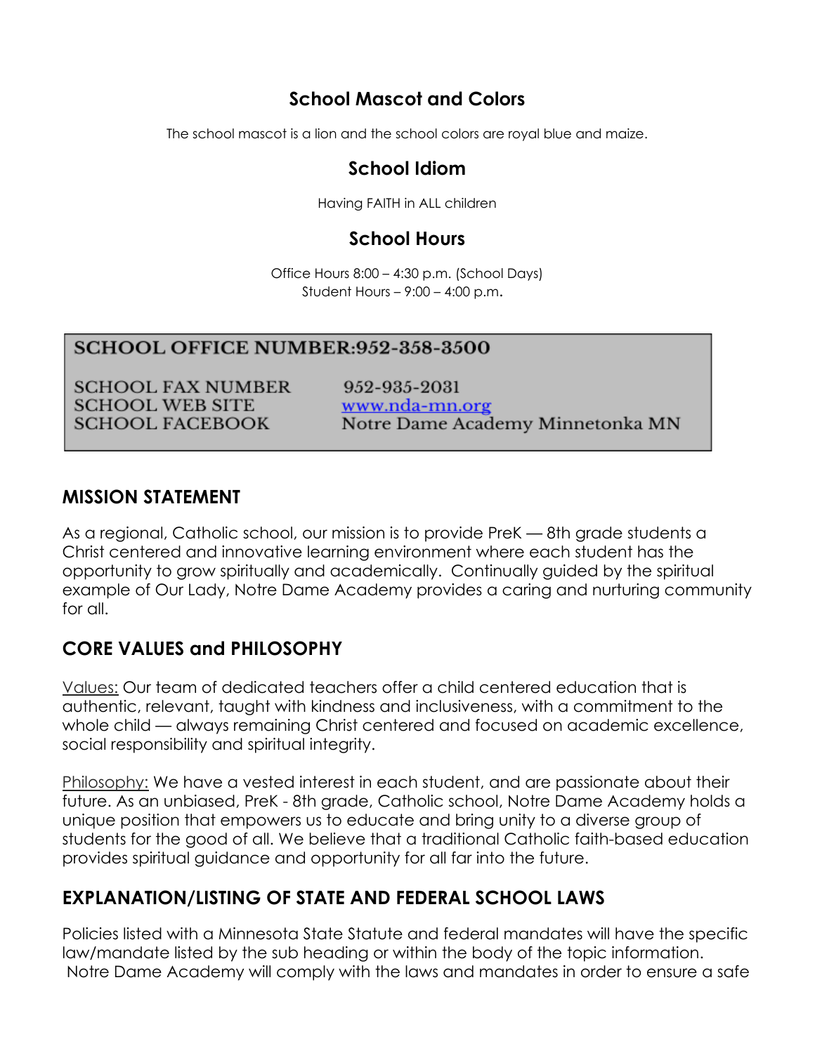## School Mascot and Colors

The school mascot is a lion and the school colors are royal blue and maize.

## School Idiom

Having FAITH in ALL children

## School Hours

Office Hours 8:00 – 4:30 p.m. (School Days)
Student Hours – 9:00 – 4:00 p.m.

**SCHOOL OFFICE NUMBER:952-358-3500**

| | |
|---|---|
| SCHOOL FAX NUMBER | 952-935-2031 |
| SCHOOL WEB SITE | www.nda-mn.org |
| SCHOOL FACEBOOK | Notre Dame Academy Minnetonka MN |

## MISSION STATEMENT

As a regional, Catholic school, our mission is to provide PreK — 8th grade students a Christ centered and innovative learning environment where each student has the opportunity to grow spiritually and academically. Continually guided by the spiritual example of Our Lady, Notre Dame Academy provides a caring and nurturing community for all.

## CORE VALUES and PHILOSOPHY

Values: Our team of dedicated teachers offer a child centered education that is authentic, relevant, taught with kindness and inclusiveness, with a commitment to the whole child — always remaining Christ centered and focused on academic excellence, social responsibility and spiritual integrity.

Philosophy: We have a vested interest in each student, and are passionate about their future. As an unbiased, PreK - 8th grade, Catholic school, Notre Dame Academy holds a unique position that empowers us to educate and bring unity to a diverse group of students for the good of all. We believe that a traditional Catholic faith-based education provides spiritual guidance and opportunity for all far into the future.

## EXPLANATION/LISTING OF STATE AND FEDERAL SCHOOL LAWS

Policies listed with a Minnesota State Statute and federal mandates will have the specific law/mandate listed by the sub heading or within the body of the topic information. Notre Dame Academy will comply with the laws and mandates in order to ensure a safe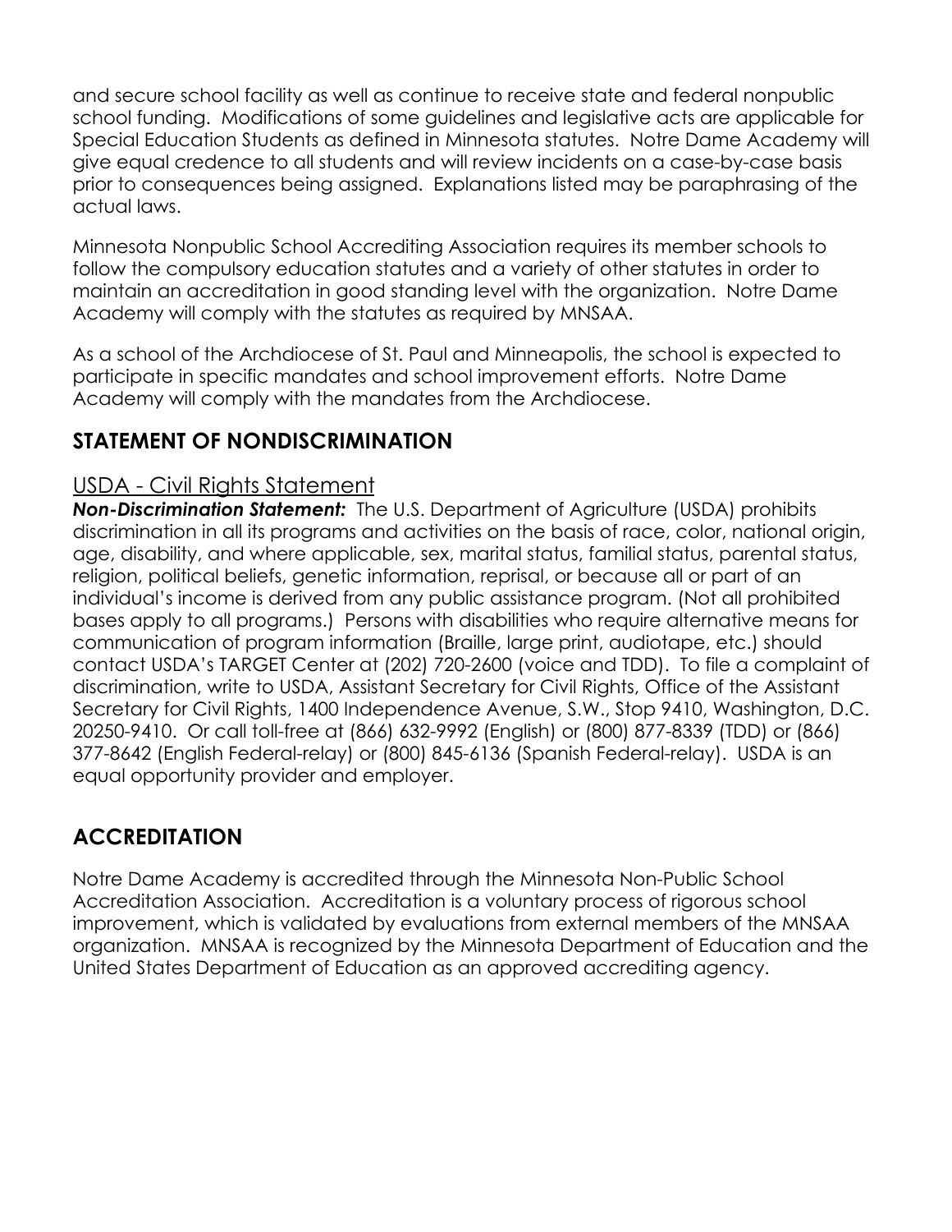and secure school facility as well as continue to receive state and federal nonpublic school funding. Modifications of some guidelines and legislative acts are applicable for Special Education Students as defined in Minnesota statutes. Notre Dame Academy will give equal credence to all students and will review incidents on a case-by-case basis prior to consequences being assigned. Explanations listed may be paraphrasing of the actual laws.

Minnesota Nonpublic School Accrediting Association requires its member schools to follow the compulsory education statutes and a variety of other statutes in order to maintain an accreditation in good standing level with the organization. Notre Dame Academy will comply with the statutes as required by MNSAA.

As a school of the Archdiocese of St. Paul and Minneapolis, the school is expected to participate in specific mandates and school improvement efforts. Notre Dame Academy will comply with the mandates from the Archdiocese.

## STATEMENT OF NONDISCRIMINATION

### USDA - Civil Rights Statement

***Non-Discrimination Statement:*** The U.S. Department of Agriculture (USDA) prohibits discrimination in all its programs and activities on the basis of race, color, national origin, age, disability, and where applicable, sex, marital status, familial status, parental status, religion, political beliefs, genetic information, reprisal, or because all or part of an individual's income is derived from any public assistance program. (Not all prohibited bases apply to all programs.) Persons with disabilities who require alternative means for communication of program information (Braille, large print, audiotape, etc.) should contact USDA's TARGET Center at (202) 720-2600 (voice and TDD). To file a complaint of discrimination, write to USDA, Assistant Secretary for Civil Rights, Office of the Assistant Secretary for Civil Rights, 1400 Independence Avenue, S.W., Stop 9410, Washington, D.C. 20250-9410. Or call toll-free at (866) 632-9992 (English) or (800) 877-8339 (TDD) or (866) 377-8642 (English Federal-relay) or (800) 845-6136 (Spanish Federal-relay). USDA is an equal opportunity provider and employer.

## ACCREDITATION

Notre Dame Academy is accredited through the Minnesota Non-Public School Accreditation Association. Accreditation is a voluntary process of rigorous school improvement, which is validated by evaluations from external members of the MNSAA organization. MNSAA is recognized by the Minnesota Department of Education and the United States Department of Education as an approved accrediting agency.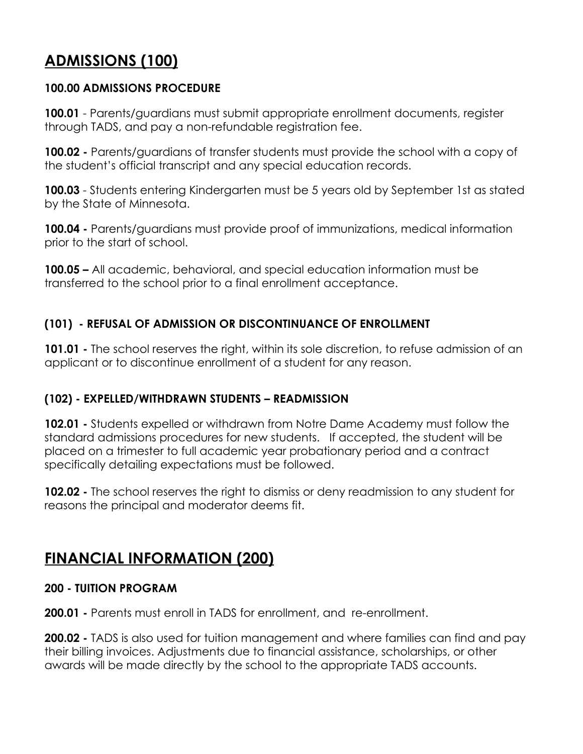# ADMISSIONS (100)

### 100.00 ADMISSIONS PROCEDURE

**100.01** - Parents/guardians must submit appropriate enrollment documents, register through TADS, and pay a non-refundable registration fee.

**100.02 -** Parents/guardians of transfer students must provide the school with a copy of the student's official transcript and any special education records.

**100.03** - Students entering Kindergarten must be 5 years old by September 1st as stated by the State of Minnesota.

**100.04 -** Parents/guardians must provide proof of immunizations, medical information prior to the start of school.

**100.05 –** All academic, behavioral, and special education information must be transferred to the school prior to a final enrollment acceptance.

### (101) - REFUSAL OF ADMISSION OR DISCONTINUANCE OF ENROLLMENT

**101.01 -** The school reserves the right, within its sole discretion, to refuse admission of an applicant or to discontinue enrollment of a student for any reason.

### (102) - EXPELLED/WITHDRAWN STUDENTS – READMISSION

**102.01 -** Students expelled or withdrawn from Notre Dame Academy must follow the standard admissions procedures for new students. If accepted, the student will be placed on a trimester to full academic year probationary period and a contract specifically detailing expectations must be followed.

**102.02 -** The school reserves the right to dismiss or deny readmission to any student for reasons the principal and moderator deems fit.

# FINANCIAL INFORMATION (200)

### 200 - TUITION PROGRAM

**200.01 -** Parents must enroll in TADS for enrollment, and re-enrollment.

**200.02 -** TADS is also used for tuition management and where families can find and pay their billing invoices. Adjustments due to financial assistance, scholarships, or other awards will be made directly by the school to the appropriate TADS accounts.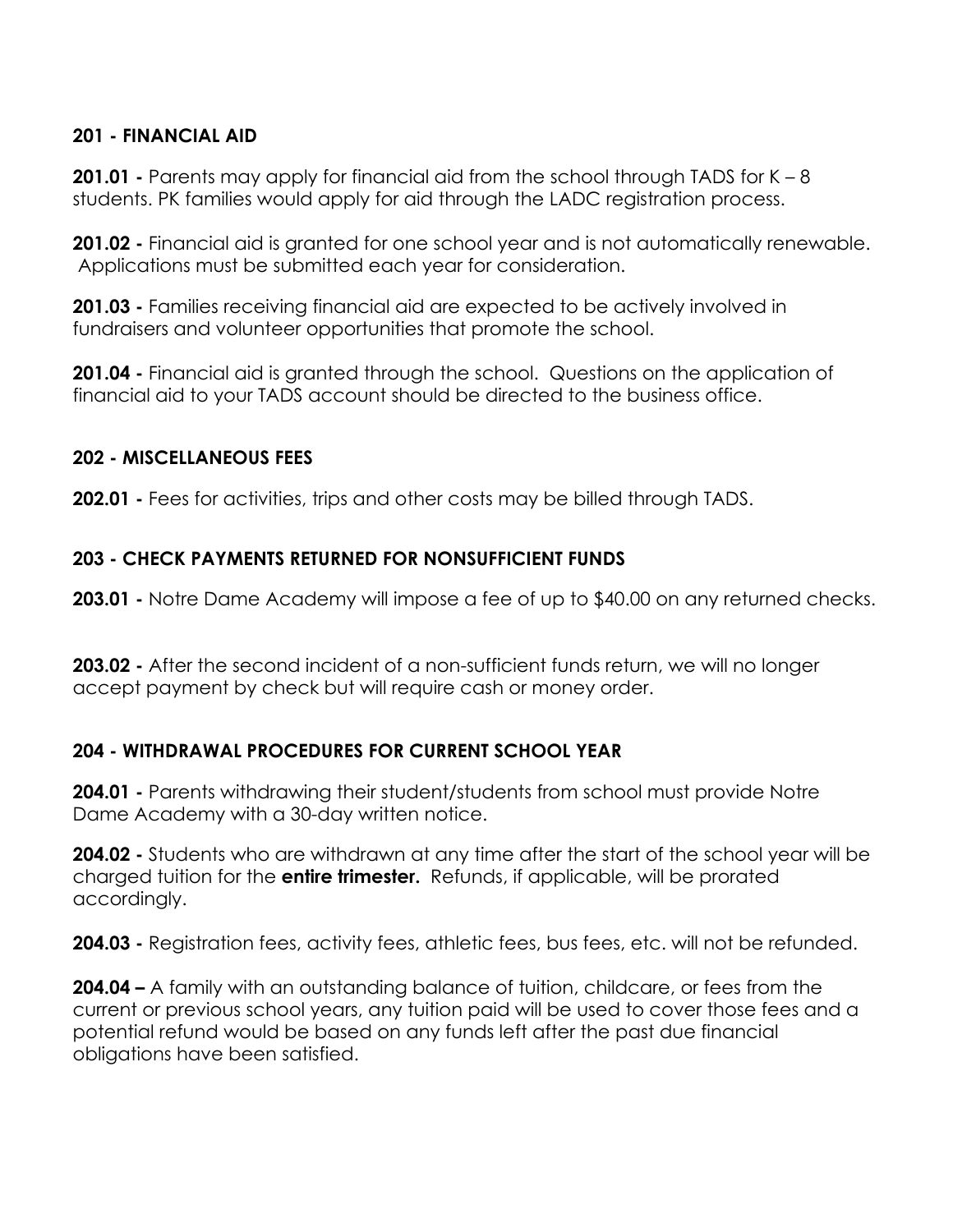## 201 - FINANCIAL AID

**201.01 -** Parents may apply for financial aid from the school through TADS for K – 8 students. PK families would apply for aid through the LADC registration process.

**201.02 -** Financial aid is granted for one school year and is not automatically renewable. Applications must be submitted each year for consideration.

**201.03 -** Families receiving financial aid are expected to be actively involved in fundraisers and volunteer opportunities that promote the school.

**201.04 -** Financial aid is granted through the school. Questions on the application of financial aid to your TADS account should be directed to the business office.

## 202 - MISCELLANEOUS FEES

**202.01 -** Fees for activities, trips and other costs may be billed through TADS.

## 203 - CHECK PAYMENTS RETURNED FOR NONSUFFICIENT FUNDS

**203.01 -** Notre Dame Academy will impose a fee of up to $40.00 on any returned checks.

**203.02 -** After the second incident of a non-sufficient funds return, we will no longer accept payment by check but will require cash or money order.

## 204 - WITHDRAWAL PROCEDURES FOR CURRENT SCHOOL YEAR

**204.01 -** Parents withdrawing their student/students from school must provide Notre Dame Academy with a 30-day written notice.

**204.02 -** Students who are withdrawn at any time after the start of the school year will be charged tuition for the **entire trimester.** Refunds, if applicable, will be prorated accordingly.

**204.03 -** Registration fees, activity fees, athletic fees, bus fees, etc. will not be refunded.

**204.04 –** A family with an outstanding balance of tuition, childcare, or fees from the current or previous school years, any tuition paid will be used to cover those fees and a potential refund would be based on any funds left after the past due financial obligations have been satisfied.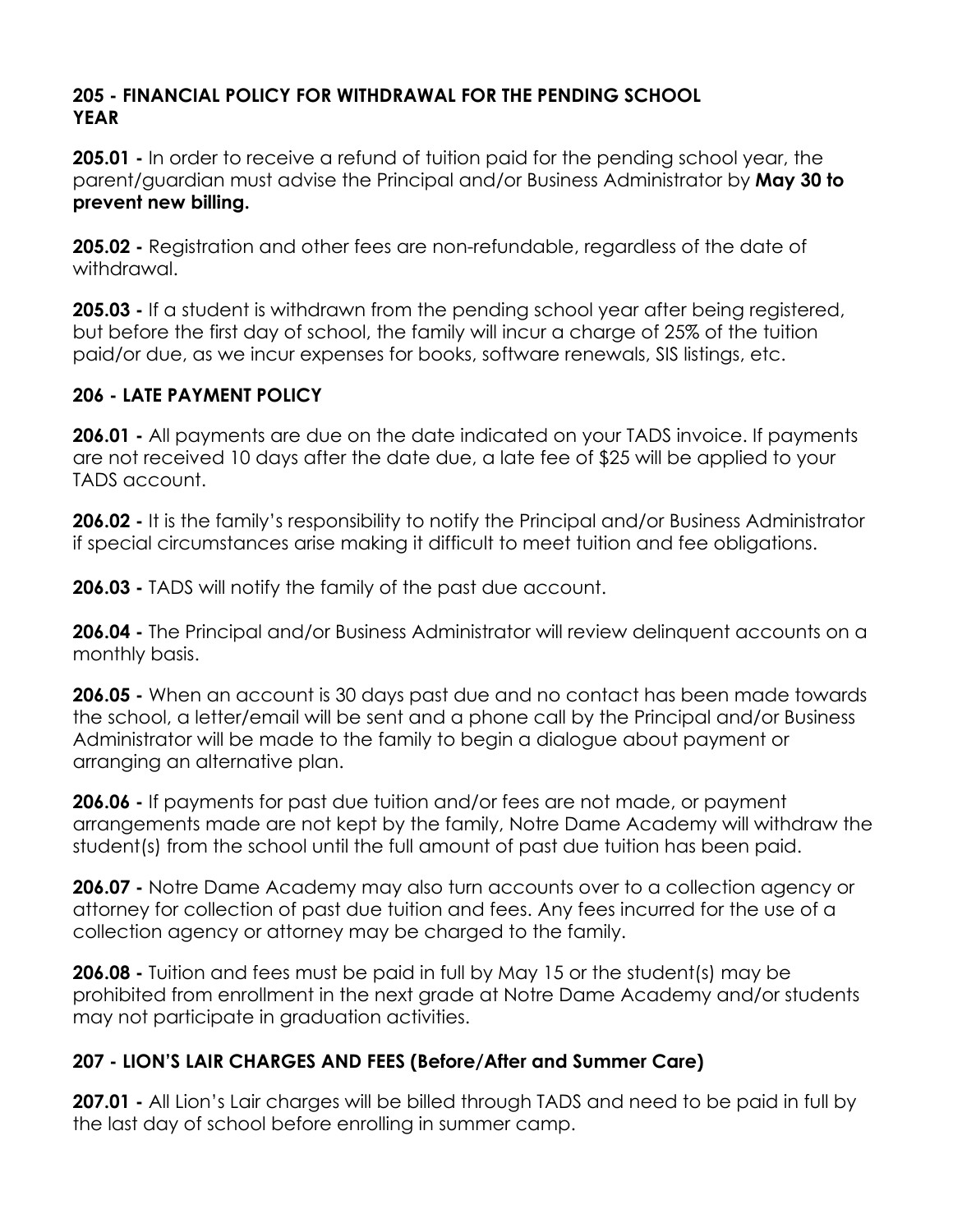## 205 - FINANCIAL POLICY FOR WITHDRAWAL FOR THE PENDING SCHOOL YEAR

**205.01 -** In order to receive a refund of tuition paid for the pending school year, the parent/guardian must advise the Principal and/or Business Administrator by **May 30 to prevent new billing.**

**205.02 -** Registration and other fees are non-refundable, regardless of the date of withdrawal.

**205.03 -** If a student is withdrawn from the pending school year after being registered, but before the first day of school, the family will incur a charge of 25% of the tuition paid/or due, as we incur expenses for books, software renewals, SIS listings, etc.

## 206 - LATE PAYMENT POLICY

**206.01 -** All payments are due on the date indicated on your TADS invoice. If payments are not received 10 days after the date due, a late fee of $25 will be applied to your TADS account.

**206.02 -** It is the family's responsibility to notify the Principal and/or Business Administrator if special circumstances arise making it difficult to meet tuition and fee obligations.

**206.03 -** TADS will notify the family of the past due account.

**206.04 -** The Principal and/or Business Administrator will review delinquent accounts on a monthly basis.

**206.05 -** When an account is 30 days past due and no contact has been made towards the school, a letter/email will be sent and a phone call by the Principal and/or Business Administrator will be made to the family to begin a dialogue about payment or arranging an alternative plan.

**206.06 -** If payments for past due tuition and/or fees are not made, or payment arrangements made are not kept by the family, Notre Dame Academy will withdraw the student(s) from the school until the full amount of past due tuition has been paid.

**206.07 -** Notre Dame Academy may also turn accounts over to a collection agency or attorney for collection of past due tuition and fees. Any fees incurred for the use of a collection agency or attorney may be charged to the family.

**206.08 -** Tuition and fees must be paid in full by May 15 or the student(s) may be prohibited from enrollment in the next grade at Notre Dame Academy and/or students may not participate in graduation activities.

## 207 - LION'S LAIR CHARGES AND FEES (Before/After and Summer Care)

**207.01 -** All Lion's Lair charges will be billed through TADS and need to be paid in full by the last day of school before enrolling in summer camp.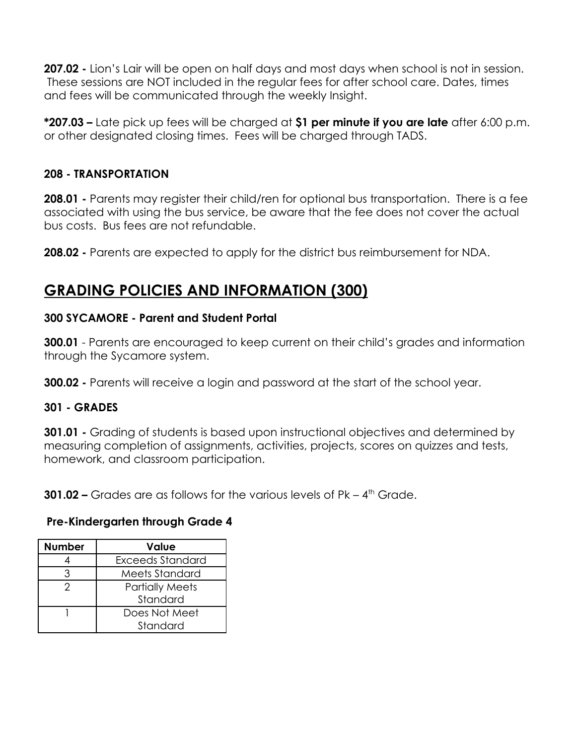**207.02 -** Lion's Lair will be open on half days and most days when school is not in session. These sessions are NOT included in the regular fees for after school care. Dates, times and fees will be communicated through the weekly Insight.

***207.03 –** Late pick up fees will be charged at **$1 per minute if you are late** after 6:00 p.m. or other designated closing times. Fees will be charged through TADS.

### 208 - TRANSPORTATION

**208.01 -** Parents may register their child/ren for optional bus transportation. There is a fee associated with using the bus service, be aware that the fee does not cover the actual bus costs. Bus fees are not refundable.

**208.02 -** Parents are expected to apply for the district bus reimbursement for NDA.

## GRADING POLICIES AND INFORMATION (300)

### 300 SYCAMORE - Parent and Student Portal

**300.01** - Parents are encouraged to keep current on their child's grades and information through the Sycamore system.

**300.02 -** Parents will receive a login and password at the start of the school year.

### 301 - GRADES

**301.01 -** Grading of students is based upon instructional objectives and determined by measuring completion of assignments, activities, projects, scores on quizzes and tests, homework, and classroom participation.

**301.02 –** Grades are as follows for the various levels of Pk – 4th Grade.

**Pre-Kindergarten through Grade 4**

| Number | Value |
|---|---|
| 4 | Exceeds Standard |
| 3 | Meets Standard |
| 2 | Partially Meets Standard |
| 1 | Does Not Meet Standard |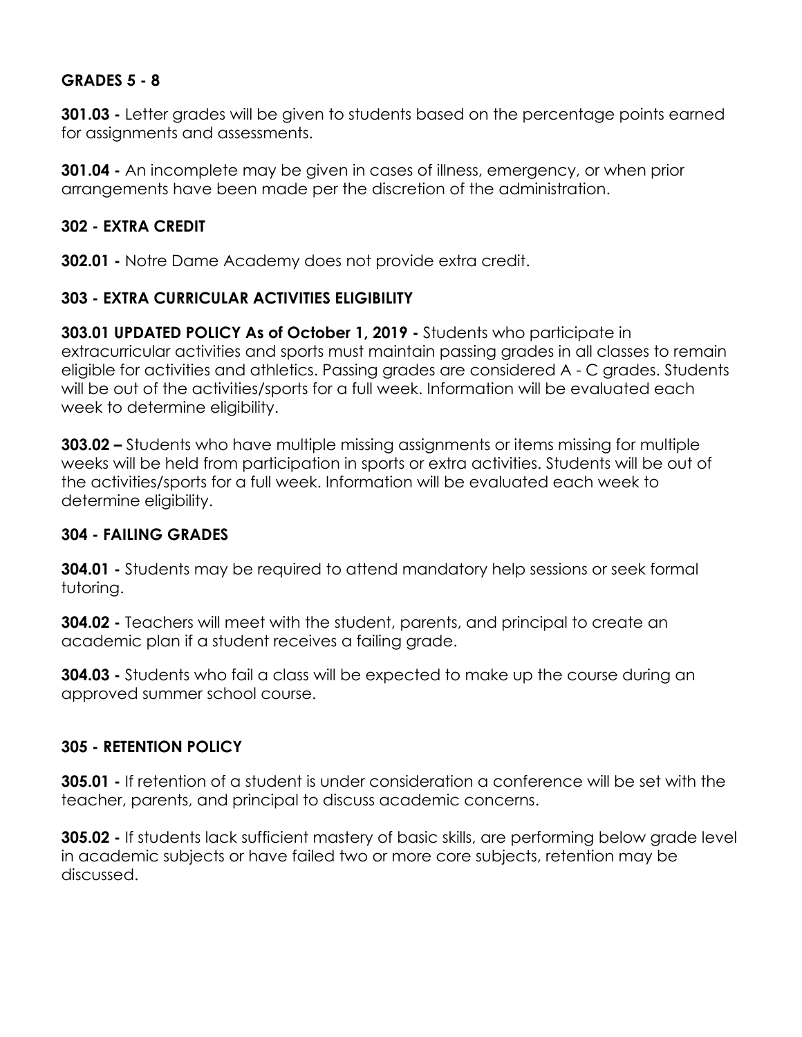### GRADES 5 - 8

**301.03 -** Letter grades will be given to students based on the percentage points earned for assignments and assessments.

**301.04 -** An incomplete may be given in cases of illness, emergency, or when prior arrangements have been made per the discretion of the administration.

### 302 - EXTRA CREDIT

**302.01 -** Notre Dame Academy does not provide extra credit.

### 303 - EXTRA CURRICULAR ACTIVITIES ELIGIBILITY

**303.01 UPDATED POLICY As of October 1, 2019 -** Students who participate in extracurricular activities and sports must maintain passing grades in all classes to remain eligible for activities and athletics. Passing grades are considered A - C grades. Students will be out of the activities/sports for a full week. Information will be evaluated each week to determine eligibility.

**303.02 –** Students who have multiple missing assignments or items missing for multiple weeks will be held from participation in sports or extra activities. Students will be out of the activities/sports for a full week. Information will be evaluated each week to determine eligibility.

### 304 - FAILING GRADES

**304.01 -** Students may be required to attend mandatory help sessions or seek formal tutoring.

**304.02 -** Teachers will meet with the student, parents, and principal to create an academic plan if a student receives a failing grade.

**304.03 -** Students who fail a class will be expected to make up the course during an approved summer school course.

### 305 - RETENTION POLICY

**305.01 -** If retention of a student is under consideration a conference will be set with the teacher, parents, and principal to discuss academic concerns.

**305.02 -** If students lack sufficient mastery of basic skills, are performing below grade level in academic subjects or have failed two or more core subjects, retention may be discussed.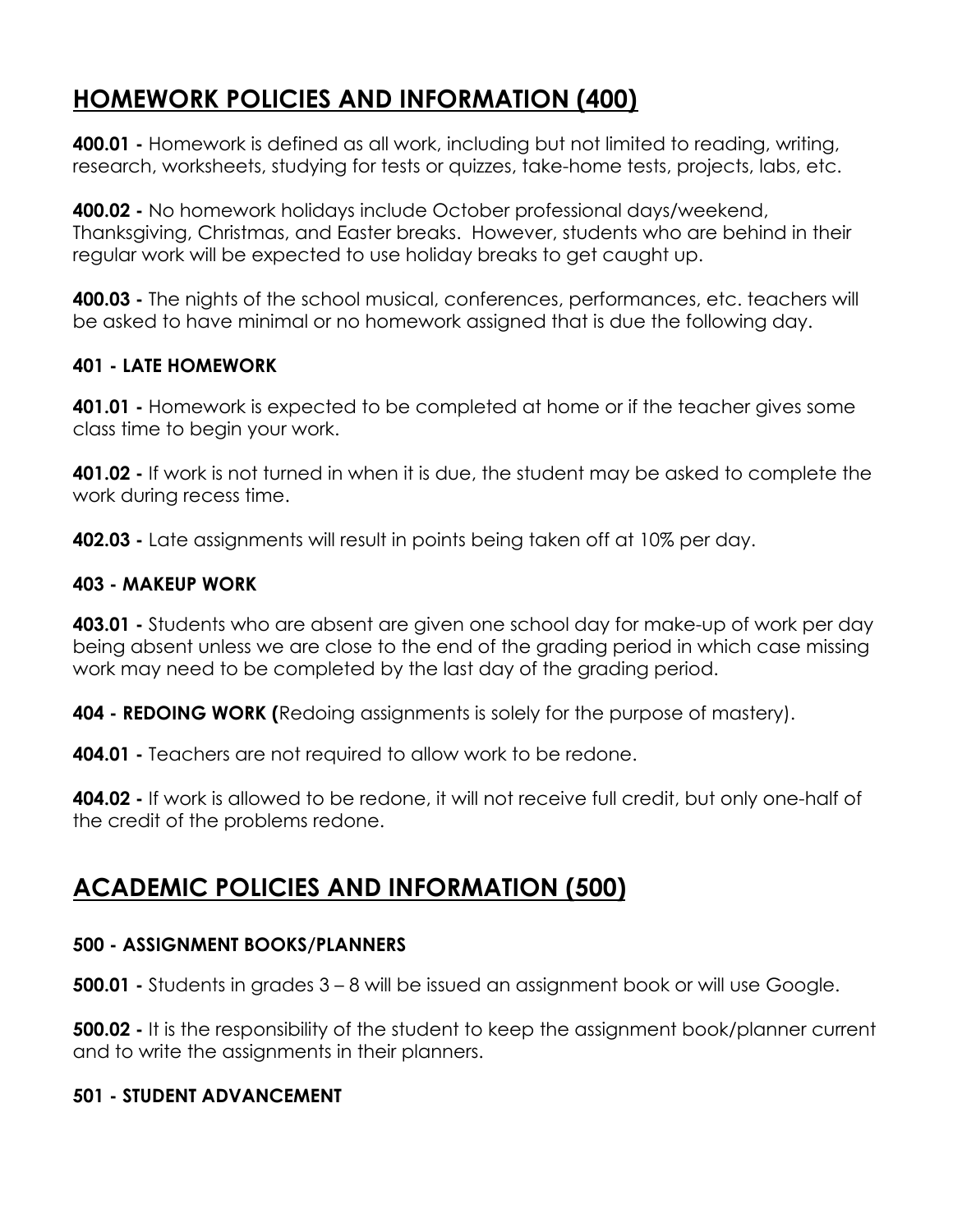## HOMEWORK POLICIES AND INFORMATION (400)

**400.01 -** Homework is defined as all work, including but not limited to reading, writing, research, worksheets, studying for tests or quizzes, take-home tests, projects, labs, etc.

**400.02 -** No homework holidays include October professional days/weekend, Thanksgiving, Christmas, and Easter breaks. However, students who are behind in their regular work will be expected to use holiday breaks to get caught up.

**400.03 -** The nights of the school musical, conferences, performances, etc. teachers will be asked to have minimal or no homework assigned that is due the following day.

### 401 - LATE HOMEWORK

**401.01 -** Homework is expected to be completed at home or if the teacher gives some class time to begin your work.

**401.02 -** If work is not turned in when it is due, the student may be asked to complete the work during recess time.

**402.03 -** Late assignments will result in points being taken off at 10% per day.

### 403 - MAKEUP WORK

**403.01 -** Students who are absent are given one school day for make-up of work per day being absent unless we are close to the end of the grading period in which case missing work may need to be completed by the last day of the grading period.

**404 - REDOING WORK (**Redoing assignments is solely for the purpose of mastery).

**404.01 -** Teachers are not required to allow work to be redone.

**404.02 -** If work is allowed to be redone, it will not receive full credit, but only one-half of the credit of the problems redone.

## ACADEMIC POLICIES AND INFORMATION (500)

### 500 - ASSIGNMENT BOOKS/PLANNERS

**500.01 -** Students in grades 3 – 8 will be issued an assignment book or will use Google.

**500.02 -** It is the responsibility of the student to keep the assignment book/planner current and to write the assignments in their planners.

### 501 - STUDENT ADVANCEMENT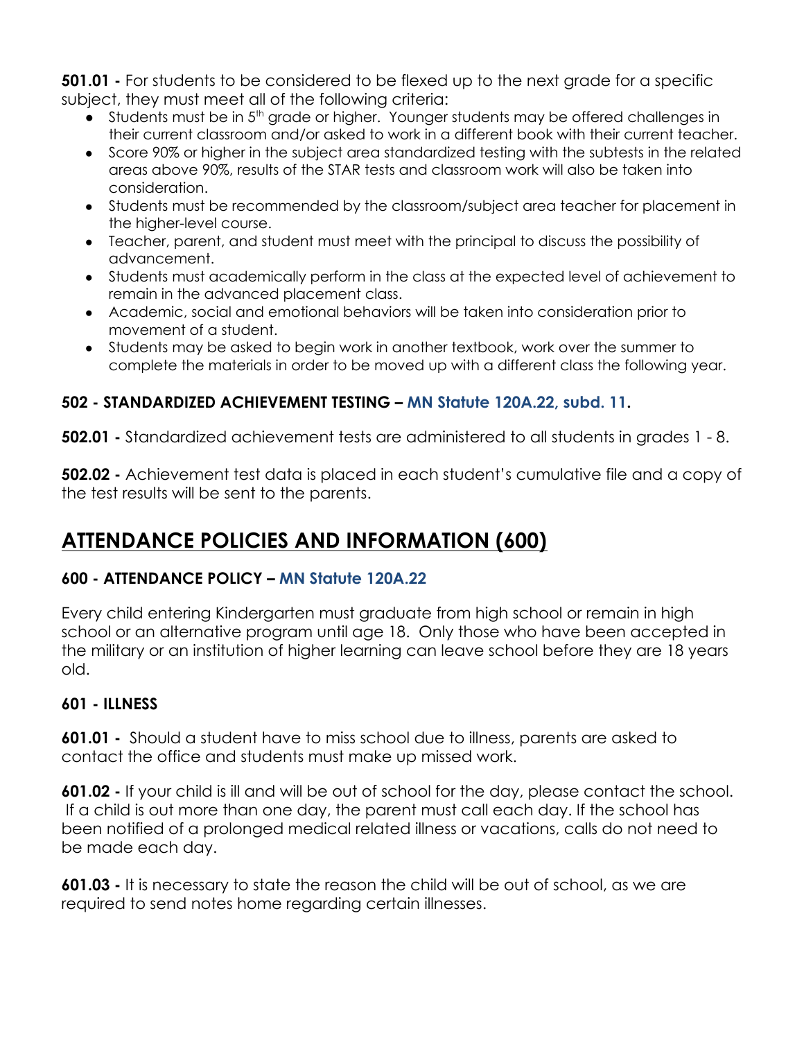**501.01 -** For students to be considered to be flexed up to the next grade for a specific subject, they must meet all of the following criteria:

- Students must be in 5th grade or higher. Younger students may be offered challenges in their current classroom and/or asked to work in a different book with their current teacher.
- Score 90% or higher in the subject area standardized testing with the subtests in the related areas above 90%, results of the STAR tests and classroom work will also be taken into consideration.
- Students must be recommended by the classroom/subject area teacher for placement in the higher-level course.
- Teacher, parent, and student must meet with the principal to discuss the possibility of advancement.
- Students must academically perform in the class at the expected level of achievement to remain in the advanced placement class.
- Academic, social and emotional behaviors will be taken into consideration prior to movement of a student.
- Students may be asked to begin work in another textbook, work over the summer to complete the materials in order to be moved up with a different class the following year.

### 502 - STANDARDIZED ACHIEVEMENT TESTING – MN Statute 120A.22, subd. 11.

**502.01 -** Standardized achievement tests are administered to all students in grades 1 - 8.

**502.02 -** Achievement test data is placed in each student's cumulative file and a copy of the test results will be sent to the parents.

## ATTENDANCE POLICIES AND INFORMATION (600)

### 600 - ATTENDANCE POLICY – MN Statute 120A.22

Every child entering Kindergarten must graduate from high school or remain in high school or an alternative program until age 18. Only those who have been accepted in the military or an institution of higher learning can leave school before they are 18 years old.

### 601 - ILLNESS

**601.01 -** Should a student have to miss school due to illness, parents are asked to contact the office and students must make up missed work.

**601.02 -** If your child is ill and will be out of school for the day, please contact the school. If a child is out more than one day, the parent must call each day. If the school has been notified of a prolonged medical related illness or vacations, calls do not need to be made each day.

**601.03 -** It is necessary to state the reason the child will be out of school, as we are required to send notes home regarding certain illnesses.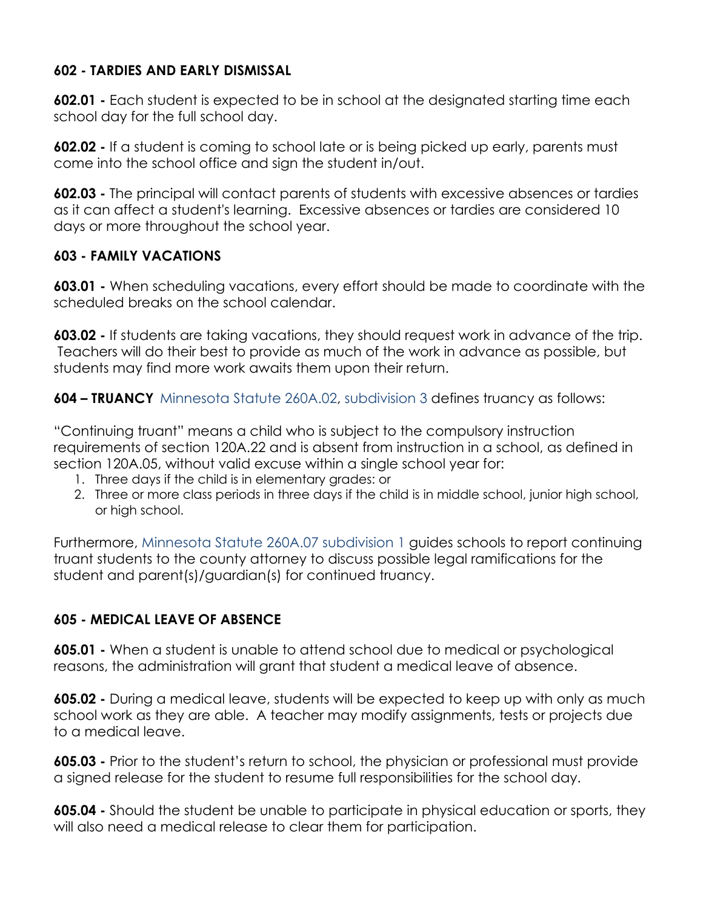### 602 - TARDIES AND EARLY DISMISSAL

**602.01 -** Each student is expected to be in school at the designated starting time each school day for the full school day.

**602.02 -** If a student is coming to school late or is being picked up early, parents must come into the school office and sign the student in/out.

**602.03 -** The principal will contact parents of students with excessive absences or tardies as it can affect a student's learning.  Excessive absences or tardies are considered 10 days or more throughout the school year.

### 603 - FAMILY VACATIONS

**603.01 -** When scheduling vacations, every effort should be made to coordinate with the scheduled breaks on the school calendar.

**603.02 -** If students are taking vacations, they should request work in advance of the trip.  Teachers will do their best to provide as much of the work in advance as possible, but students may find more work awaits them upon their return.

**604 – TRUANCY** Minnesota Statute 260A.02, subdivision 3 defines truancy as follows:

"Continuing truant" means a child who is subject to the compulsory instruction requirements of section 120A.22 and is absent from instruction in a school, as defined in section 120A.05, without valid excuse within a single school year for:

1. Three days if the child is in elementary grades: or
2. Three or more class periods in three days if the child is in middle school, junior high school, or high school.

Furthermore, Minnesota Statute 260A.07 subdivision 1 guides schools to report continuing truant students to the county attorney to discuss possible legal ramifications for the student and parent(s)/guardian(s) for continued truancy.

### 605 - MEDICAL LEAVE OF ABSENCE

**605.01 -** When a student is unable to attend school due to medical or psychological reasons, the administration will grant that student a medical leave of absence.

**605.02 -** During a medical leave, students will be expected to keep up with only as much school work as they are able.  A teacher may modify assignments, tests or projects due to a medical leave.

**605.03 -** Prior to the student's return to school, the physician or professional must provide a signed release for the student to resume full responsibilities for the school day.

**605.04 -** Should the student be unable to participate in physical education or sports, they will also need a medical release to clear them for participation.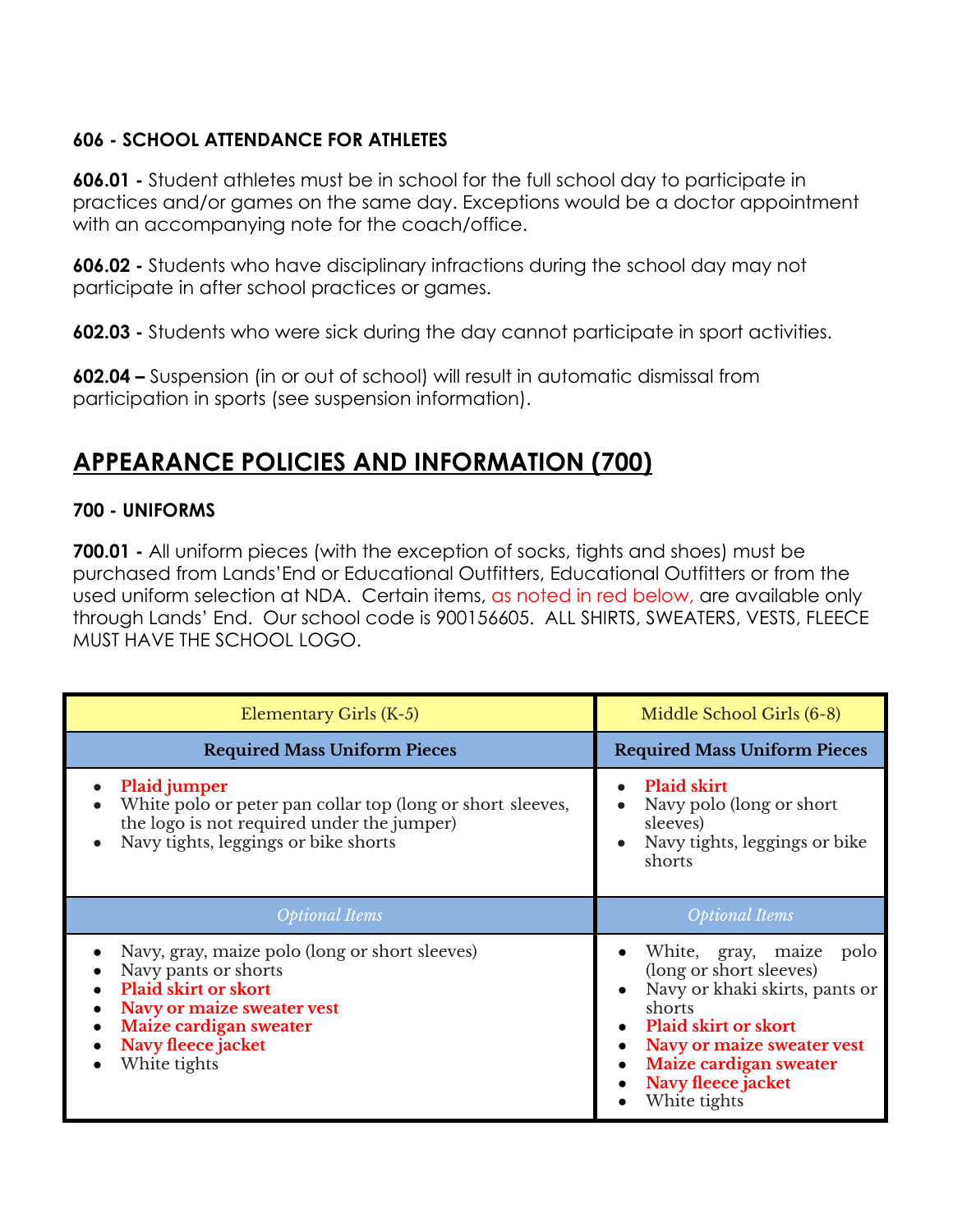### 606 - SCHOOL ATTENDANCE FOR ATHLETES

**606.01 -** Student athletes must be in school for the full school day to participate in practices and/or games on the same day. Exceptions would be a doctor appointment with an accompanying note for the coach/office.

**606.02 -** Students who have disciplinary infractions during the school day may not participate in after school practices or games.

**602.03 -** Students who were sick during the day cannot participate in sport activities.

**602.04 –** Suspension (in or out of school) will result in automatic dismissal from participation in sports (see suspension information).

## APPEARANCE POLICIES AND INFORMATION (700)

### 700 - UNIFORMS

**700.01 -** All uniform pieces (with the exception of socks, tights and shoes) must be purchased from Lands'End or Educational Outfitters, Educational Outfitters or from the used uniform selection at NDA. Certain items, as noted in red below, are available only through Lands' End. Our school code is 900156605. ALL SHIRTS, SWEATERS, VESTS, FLEECE MUST HAVE THE SCHOOL LOGO.

| Elementary Girls (K-5) | Middle School Girls (6-8) |
|---|---|
| **Required Mass Uniform Pieces** | **Required Mass Uniform Pieces** |
| • **Plaid jumper**<br>• White polo or peter pan collar top (long or short sleeves, the logo is not required under the jumper)<br>• Navy tights, leggings or bike shorts | • **Plaid skirt**<br>• Navy polo (long or short sleeves)<br>• Navy tights, leggings or bike shorts |
| *Optional Items* | *Optional Items* |
| • Navy, gray, maize polo (long or short sleeves)<br>• Navy pants or shorts<br>• **Plaid skirt or skort**<br>• **Navy or maize sweater vest**<br>• **Maize cardigan sweater**<br>• **Navy fleece jacket**<br>• White tights | • White, gray, maize polo (long or short sleeves)<br>• Navy or khaki skirts, pants or shorts<br>• **Plaid skirt or skort**<br>• **Navy or maize sweater vest**<br>• **Maize cardigan sweater**<br>• **Navy fleece jacket**<br>• White tights |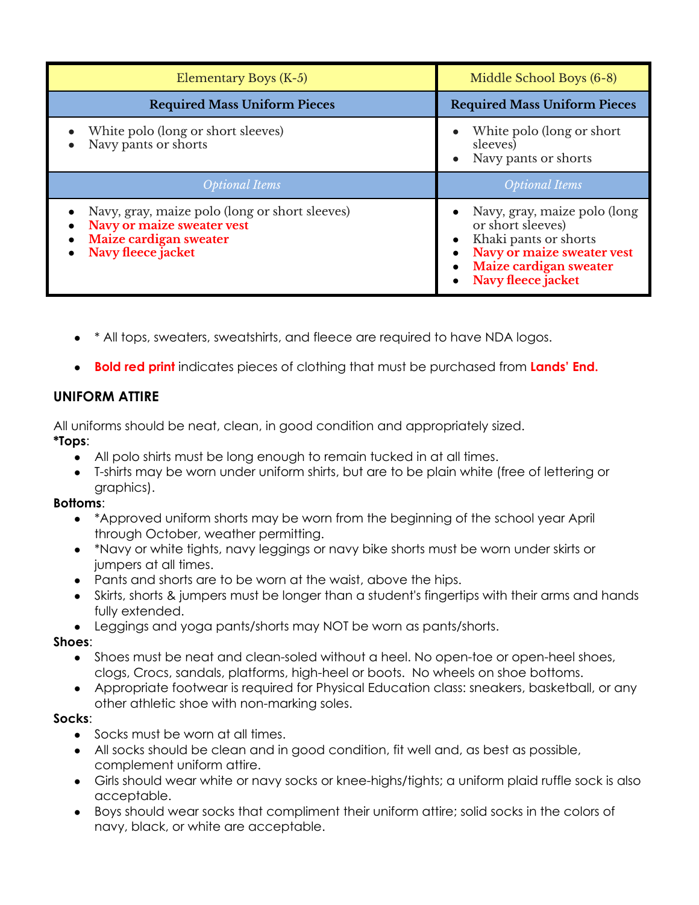| Elementary Boys (K-5) | Middle School Boys (6-8) |
|---|---|
| **Required Mass Uniform Pieces** | **Required Mass Uniform Pieces** |
| • White polo (long or short sleeves)<br>• Navy pants or shorts | • White polo (long or short sleeves)<br>• Navy pants or shorts |
| *Optional Items* | *Optional Items* |
| • Navy, gray, maize polo (long or short sleeves)<br>• **Navy or maize sweater vest**<br>• **Maize cardigan sweater**<br>• **Navy fleece jacket** | • Navy, gray, maize polo (long or short sleeves)<br>• Khaki pants or shorts<br>• **Navy or maize sweater vest**<br>• **Maize cardigan sweater**<br>• **Navy fleece jacket** |

- * All tops, sweaters, sweatshirts, and fleece are required to have NDA logos.
- **Bold red print** indicates pieces of clothing that must be purchased from **Lands' End.**

### UNIFORM ATTIRE

All uniforms should be neat, clean, in good condition and appropriately sized.

**\*Tops**:

- All polo shirts must be long enough to remain tucked in at all times.
- T-shirts may be worn under uniform shirts, but are to be plain white (free of lettering or graphics).

**Bottoms**:

- *Approved uniform shorts may be worn from the beginning of the school year April through October, weather permitting.
- *Navy or white tights, navy leggings or navy bike shorts must be worn under skirts or jumpers at all times.
- Pants and shorts are to be worn at the waist, above the hips.
- Skirts, shorts & jumpers must be longer than a student's fingertips with their arms and hands fully extended.
- Leggings and yoga pants/shorts may NOT be worn as pants/shorts.

**Shoes**:

- Shoes must be neat and clean-soled without a heel. No open-toe or open-heel shoes, clogs, Crocs, sandals, platforms, high-heel or boots. No wheels on shoe bottoms.
- Appropriate footwear is required for Physical Education class: sneakers, basketball, or any other athletic shoe with non-marking soles.

**Socks**:

- Socks must be worn at all times.
- All socks should be clean and in good condition, fit well and, as best as possible, complement uniform attire.
- Girls should wear white or navy socks or knee-highs/tights; a uniform plaid ruffle sock is also acceptable.
- Boys should wear socks that compliment their uniform attire; solid socks in the colors of navy, black, or white are acceptable.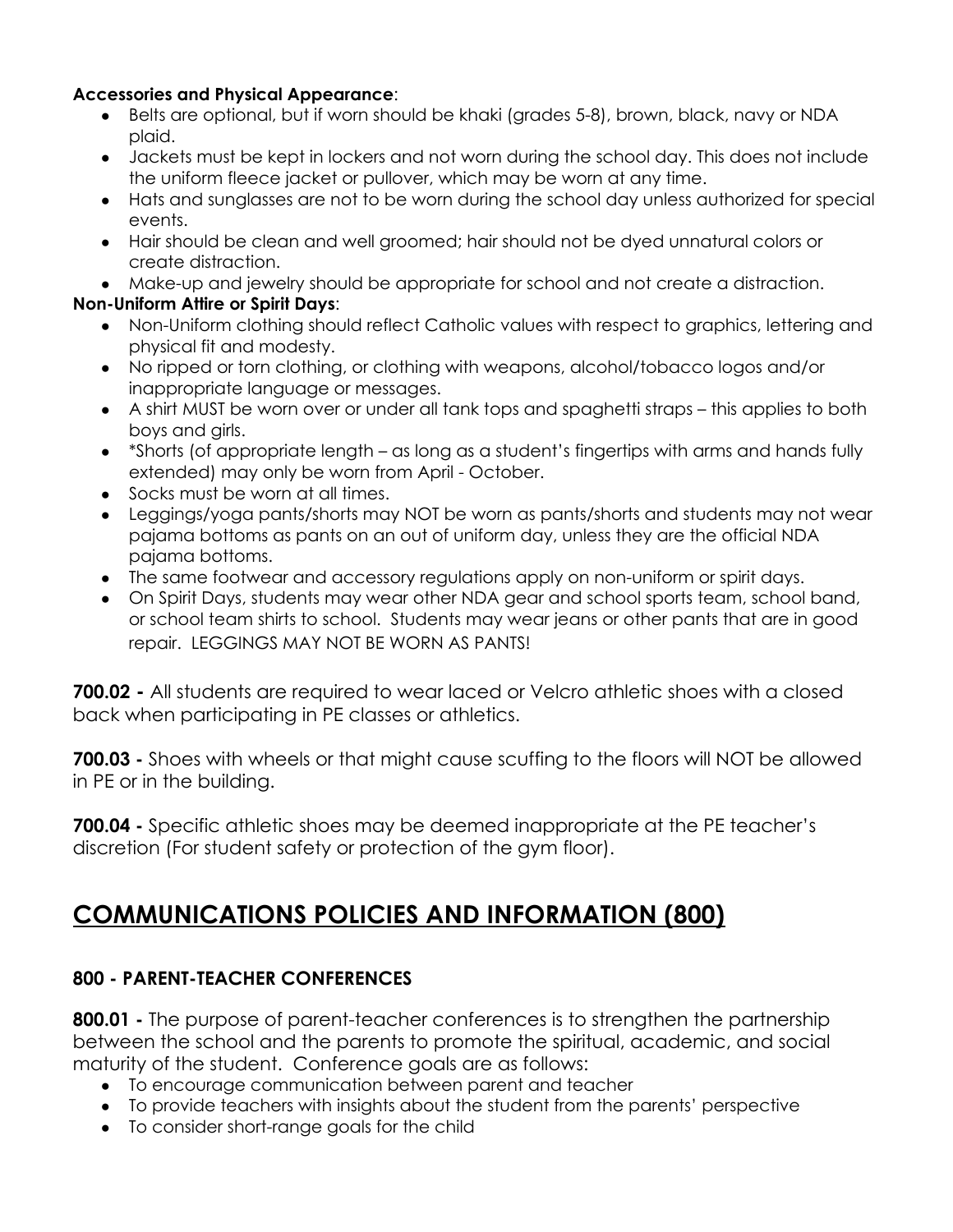**Accessories and Physical Appearance**:

- Belts are optional, but if worn should be khaki (grades 5-8), brown, black, navy or NDA plaid.
- Jackets must be kept in lockers and not worn during the school day. This does not include the uniform fleece jacket or pullover, which may be worn at any time.
- Hats and sunglasses are not to be worn during the school day unless authorized for special events.
- Hair should be clean and well groomed; hair should not be dyed unnatural colors or create distraction.
- Make-up and jewelry should be appropriate for school and not create a distraction.

**Non-Uniform Attire or Spirit Days**:

- Non-Uniform clothing should reflect Catholic values with respect to graphics, lettering and physical fit and modesty.
- No ripped or torn clothing, or clothing with weapons, alcohol/tobacco logos and/or inappropriate language or messages.
- A shirt MUST be worn over or under all tank tops and spaghetti straps – this applies to both boys and girls.
- *Shorts (of appropriate length – as long as a student's fingertips with arms and hands fully extended) may only be worn from April - October.
- Socks must be worn at all times.
- Leggings/yoga pants/shorts may NOT be worn as pants/shorts and students may not wear pajama bottoms as pants on an out of uniform day, unless they are the official NDA pajama bottoms.
- The same footwear and accessory regulations apply on non-uniform or spirit days.
- On Spirit Days, students may wear other NDA gear and school sports team, school band, or school team shirts to school. Students may wear jeans or other pants that are in good repair. LEGGINGS MAY NOT BE WORN AS PANTS!

**700.02 -** All students are required to wear laced or Velcro athletic shoes with a closed back when participating in PE classes or athletics.

**700.03 -** Shoes with wheels or that might cause scuffing to the floors will NOT be allowed in PE or in the building.

**700.04 -** Specific athletic shoes may be deemed inappropriate at the PE teacher's discretion (For student safety or protection of the gym floor).

# COMMUNICATIONS POLICIES AND INFORMATION (800)

### 800 - PARENT-TEACHER CONFERENCES

**800.01 -** The purpose of parent-teacher conferences is to strengthen the partnership between the school and the parents to promote the spiritual, academic, and social maturity of the student. Conference goals are as follows:

- To encourage communication between parent and teacher
- To provide teachers with insights about the student from the parents' perspective
- To consider short-range goals for the child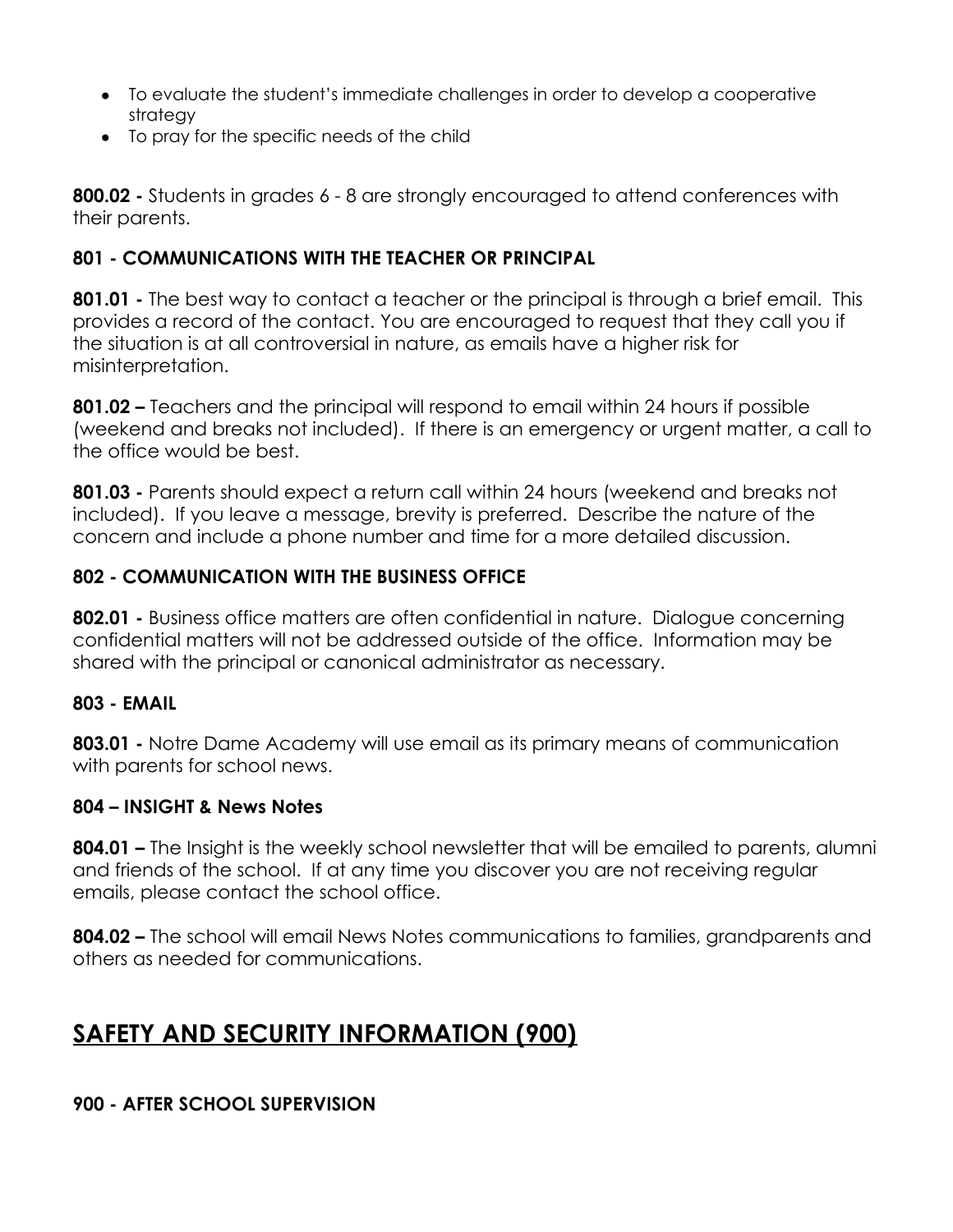- To evaluate the student's immediate challenges in order to develop a cooperative strategy
- To pray for the specific needs of the child

**800.02 -** Students in grades 6 - 8 are strongly encouraged to attend conferences with their parents.

### 801 - COMMUNICATIONS WITH THE TEACHER OR PRINCIPAL

**801.01 -** The best way to contact a teacher or the principal is through a brief email. This provides a record of the contact. You are encouraged to request that they call you if the situation is at all controversial in nature, as emails have a higher risk for misinterpretation.

**801.02 –** Teachers and the principal will respond to email within 24 hours if possible (weekend and breaks not included). If there is an emergency or urgent matter, a call to the office would be best.

**801.03 -** Parents should expect a return call within 24 hours (weekend and breaks not included). If you leave a message, brevity is preferred. Describe the nature of the concern and include a phone number and time for a more detailed discussion.

### 802 - COMMUNICATION WITH THE BUSINESS OFFICE

**802.01 -** Business office matters are often confidential in nature. Dialogue concerning confidential matters will not be addressed outside of the office. Information may be shared with the principal or canonical administrator as necessary.

### 803 - EMAIL

**803.01 -** Notre Dame Academy will use email as its primary means of communication with parents for school news.

### 804 – INSIGHT & News Notes

**804.01 –** The Insight is the weekly school newsletter that will be emailed to parents, alumni and friends of the school. If at any time you discover you are not receiving regular emails, please contact the school office.

**804.02 –** The school will email News Notes communications to families, grandparents and others as needed for communications.

## SAFETY AND SECURITY INFORMATION (900)

### 900 - AFTER SCHOOL SUPERVISION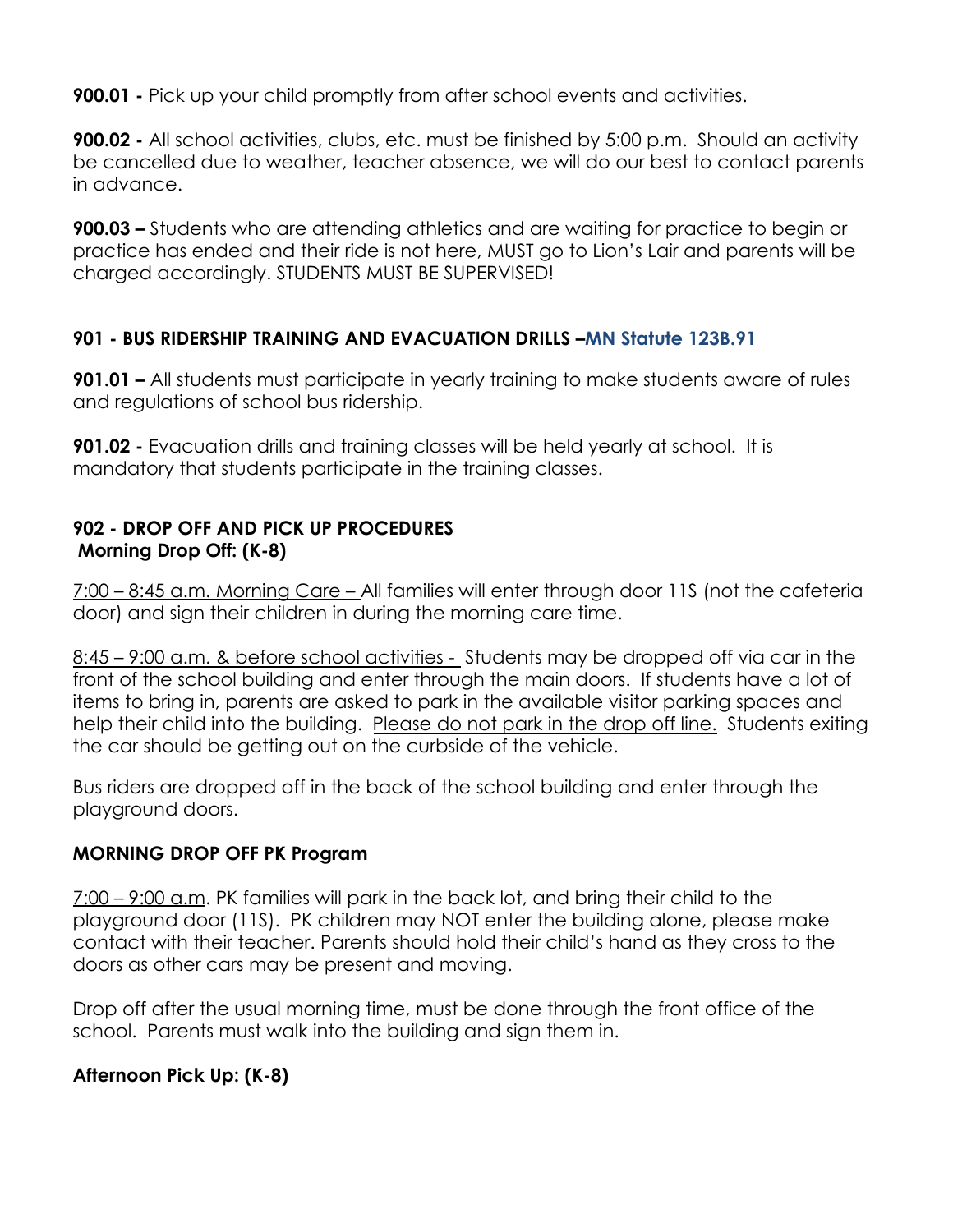**900.01 -** Pick up your child promptly from after school events and activities.

**900.02 -** All school activities, clubs, etc. must be finished by 5:00 p.m. Should an activity be cancelled due to weather, teacher absence, we will do our best to contact parents in advance.

**900.03 –** Students who are attending athletics and are waiting for practice to begin or practice has ended and their ride is not here, MUST go to Lion's Lair and parents will be charged accordingly. STUDENTS MUST BE SUPERVISED!

### 901 - BUS RIDERSHIP TRAINING AND EVACUATION DRILLS –MN Statute 123B.91

**901.01 –** All students must participate in yearly training to make students aware of rules and regulations of school bus ridership.

**901.02 -** Evacuation drills and training classes will be held yearly at school. It is mandatory that students participate in the training classes.

### 902 - DROP OFF AND PICK UP PROCEDURES

**Morning Drop Off: (K-8)**

7:00 – 8:45 a.m. Morning Care – All families will enter through door 11S (not the cafeteria door) and sign their children in during the morning care time.

8:45 – 9:00 a.m. & before school activities - Students may be dropped off via car in the front of the school building and enter through the main doors. If students have a lot of items to bring in, parents are asked to park in the available visitor parking spaces and help their child into the building. Please do not park in the drop off line. Students exiting the car should be getting out on the curbside of the vehicle.

Bus riders are dropped off in the back of the school building and enter through the playground doors.

**MORNING DROP OFF PK Program**

7:00 – 9:00 a.m. PK families will park in the back lot, and bring their child to the playground door (11S). PK children may NOT enter the building alone, please make contact with their teacher. Parents should hold their child's hand as they cross to the doors as other cars may be present and moving.

Drop off after the usual morning time, must be done through the front office of the school. Parents must walk into the building and sign them in.

**Afternoon Pick Up: (K-8)**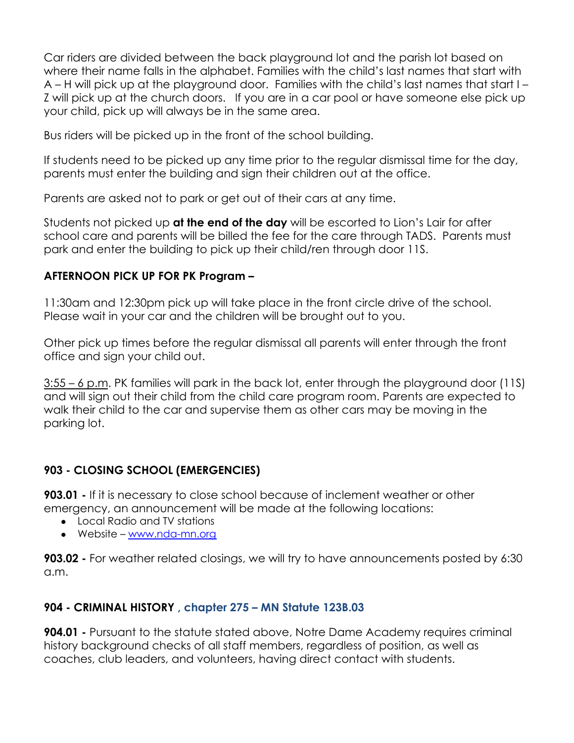Car riders are divided between the back playground lot and the parish lot based on where their name falls in the alphabet. Families with the child's last names that start with A – H will pick up at the playground door. Families with the child's last names that start I – Z will pick up at the church doors. If you are in a car pool or have someone else pick up your child, pick up will always be in the same area.

Bus riders will be picked up in the front of the school building.

If students need to be picked up any time prior to the regular dismissal time for the day, parents must enter the building and sign their children out at the office.

Parents are asked not to park or get out of their cars at any time.

Students not picked up **at the end of the day** will be escorted to Lion's Lair for after school care and parents will be billed the fee for the care through TADS. Parents must park and enter the building to pick up their child/ren through door 11S.

**AFTERNOON PICK UP FOR PK Program –**

11:30am and 12:30pm pick up will take place in the front circle drive of the school. Please wait in your car and the children will be brought out to you.

Other pick up times before the regular dismissal all parents will enter through the front office and sign your child out.

3:55 – 6 p.m. PK families will park in the back lot, enter through the playground door (11S) and will sign out their child from the child care program room. Parents are expected to walk their child to the car and supervise them as other cars may be moving in the parking lot.

### 903 - CLOSING SCHOOL (EMERGENCIES)

**903.01 -** If it is necessary to close school because of inclement weather or other emergency, an announcement will be made at the following locations:

- Local Radio and TV stations
- Website – [www.nda-mn.org](http://www.nda-mn.org)

**903.02 -** For weather related closings, we will try to have announcements posted by 6:30 a.m.

### 904 - CRIMINAL HISTORY , chapter 275 – MN Statute 123B.03

**904.01 -** Pursuant to the statute stated above, Notre Dame Academy requires criminal history background checks of all staff members, regardless of position, as well as coaches, club leaders, and volunteers, having direct contact with students.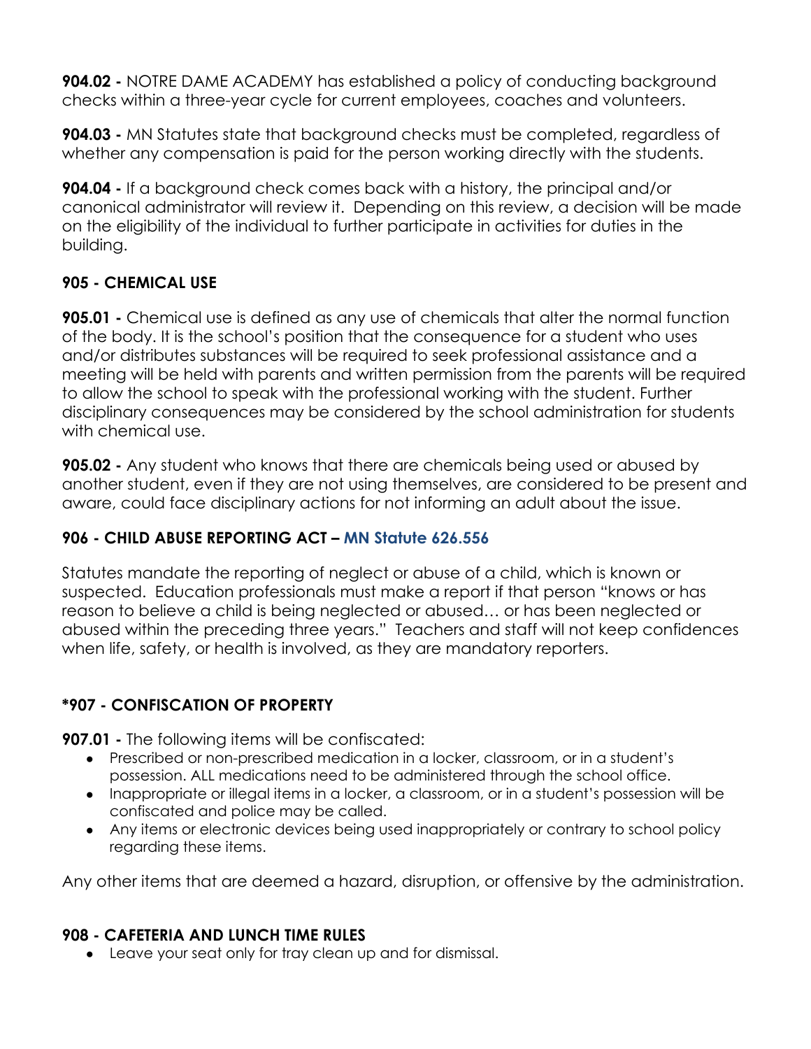**904.02 -** NOTRE DAME ACADEMY has established a policy of conducting background checks within a three-year cycle for current employees, coaches and volunteers.

**904.03 -** MN Statutes state that background checks must be completed, regardless of whether any compensation is paid for the person working directly with the students.

**904.04 -** If a background check comes back with a history, the principal and/or canonical administrator will review it. Depending on this review, a decision will be made on the eligibility of the individual to further participate in activities for duties in the building.

### 905 - CHEMICAL USE

**905.01 -** Chemical use is defined as any use of chemicals that alter the normal function of the body. It is the school's position that the consequence for a student who uses and/or distributes substances will be required to seek professional assistance and a meeting will be held with parents and written permission from the parents will be required to allow the school to speak with the professional working with the student. Further disciplinary consequences may be considered by the school administration for students with chemical use.

**905.02 -** Any student who knows that there are chemicals being used or abused by another student, even if they are not using themselves, are considered to be present and aware, could face disciplinary actions for not informing an adult about the issue.

### 906 - CHILD ABUSE REPORTING ACT – MN Statute 626.556

Statutes mandate the reporting of neglect or abuse of a child, which is known or suspected. Education professionals must make a report if that person "knows or has reason to believe a child is being neglected or abused… or has been neglected or abused within the preceding three years." Teachers and staff will not keep confidences when life, safety, or health is involved, as they are mandatory reporters.

### *907 - CONFISCATION OF PROPERTY

**907.01 -** The following items will be confiscated:

- Prescribed or non-prescribed medication in a locker, classroom, or in a student's possession. ALL medications need to be administered through the school office.
- Inappropriate or illegal items in a locker, a classroom, or in a student's possession will be confiscated and police may be called.
- Any items or electronic devices being used inappropriately or contrary to school policy regarding these items.

Any other items that are deemed a hazard, disruption, or offensive by the administration.

### 908 - CAFETERIA AND LUNCH TIME RULES

- Leave your seat only for tray clean up and for dismissal.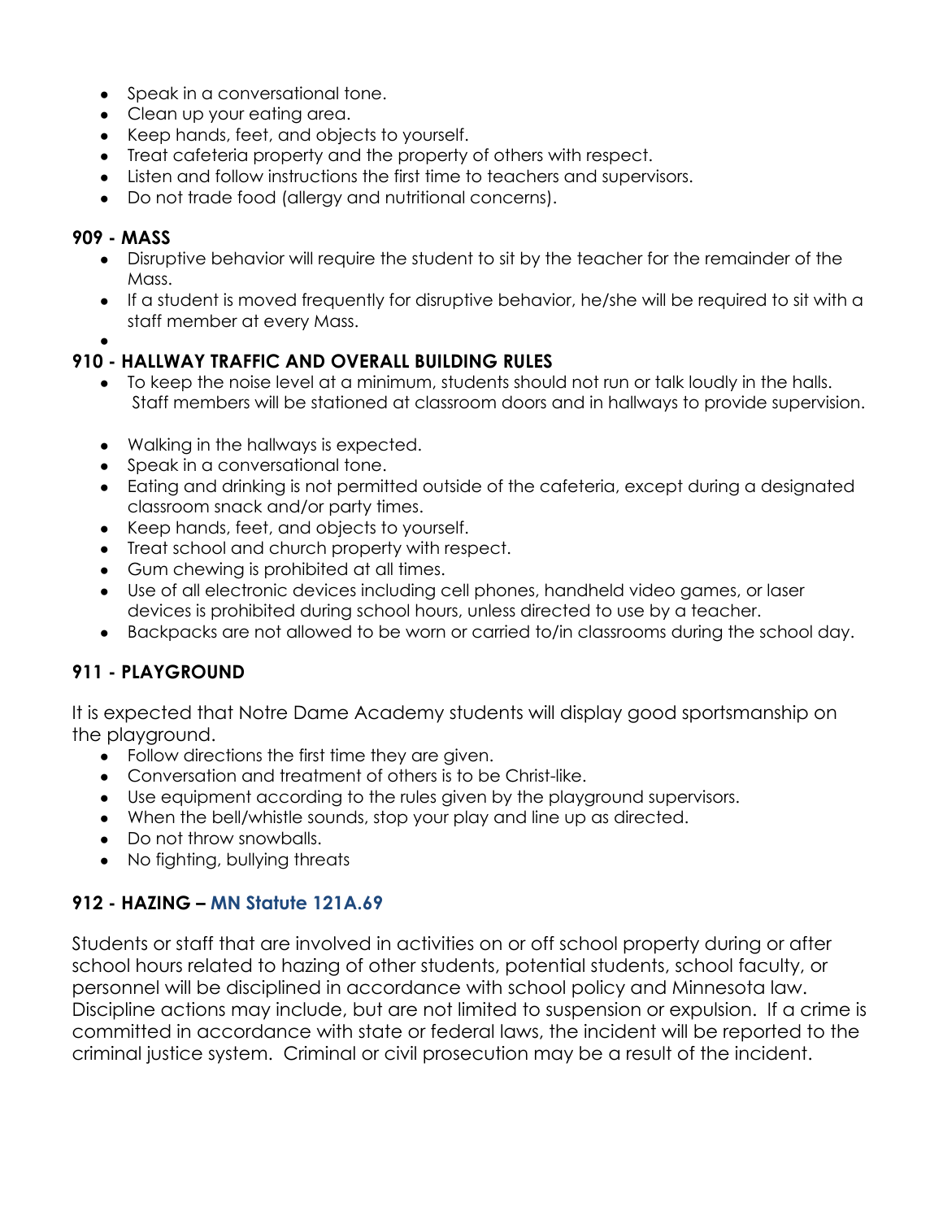- Speak in a conversational tone.
- Clean up your eating area.
- Keep hands, feet, and objects to yourself.
- Treat cafeteria property and the property of others with respect.
- Listen and follow instructions the first time to teachers and supervisors.
- Do not trade food (allergy and nutritional concerns).

## 909 - MASS

- Disruptive behavior will require the student to sit by the teacher for the remainder of the Mass.
- If a student is moved frequently for disruptive behavior, he/she will be required to sit with a staff member at every Mass.

## 910 - HALLWAY TRAFFIC AND OVERALL BUILDING RULES

- To keep the noise level at a minimum, students should not run or talk loudly in the halls. Staff members will be stationed at classroom doors and in hallways to provide supervision.
- Walking in the hallways is expected.
- Speak in a conversational tone.
- Eating and drinking is not permitted outside of the cafeteria, except during a designated classroom snack and/or party times.
- Keep hands, feet, and objects to yourself.
- Treat school and church property with respect.
- Gum chewing is prohibited at all times.
- Use of all electronic devices including cell phones, handheld video games, or laser devices is prohibited during school hours, unless directed to use by a teacher.
- Backpacks are not allowed to be worn or carried to/in classrooms during the school day.

## 911 - PLAYGROUND

It is expected that Notre Dame Academy students will display good sportsmanship on the playground.

- Follow directions the first time they are given.
- Conversation and treatment of others is to be Christ-like.
- Use equipment according to the rules given by the playground supervisors.
- When the bell/whistle sounds, stop your play and line up as directed.
- Do not throw snowballs.
- No fighting, bullying threats

## 912 - HAZING – MN Statute 121A.69

Students or staff that are involved in activities on or off school property during or after school hours related to hazing of other students, potential students, school faculty, or personnel will be disciplined in accordance with school policy and Minnesota law. Discipline actions may include, but are not limited to suspension or expulsion. If a crime is committed in accordance with state or federal laws, the incident will be reported to the criminal justice system. Criminal or civil prosecution may be a result of the incident.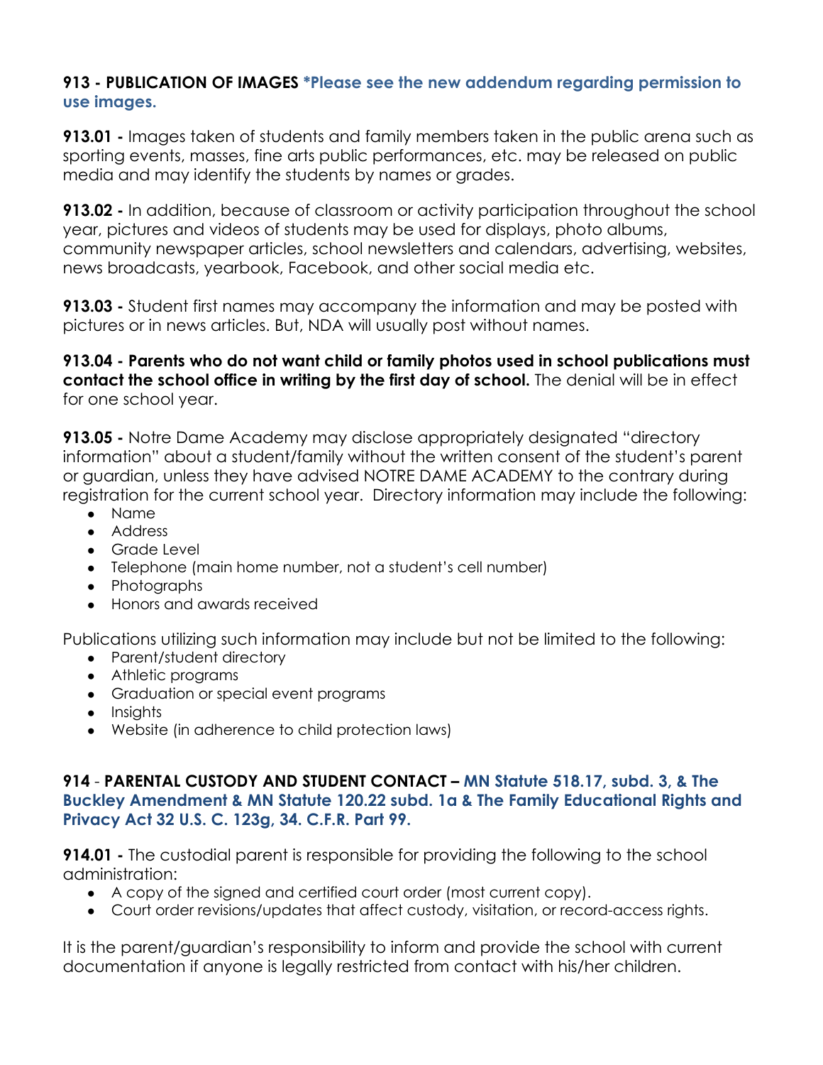### 913 - PUBLICATION OF IMAGES *Please see the new addendum regarding permission to use images.

**913.01 -** Images taken of students and family members taken in the public arena such as sporting events, masses, fine arts public performances, etc. may be released on public media and may identify the students by names or grades.

**913.02 -** In addition, because of classroom or activity participation throughout the school year, pictures and videos of students may be used for displays, photo albums, community newspaper articles, school newsletters and calendars, advertising, websites, news broadcasts, yearbook, Facebook, and other social media etc.

**913.03 -** Student first names may accompany the information and may be posted with pictures or in news articles. But, NDA will usually post without names.

**913.04 - Parents who do not want child or family photos used in school publications must contact the school office in writing by the first day of school.** The denial will be in effect for one school year.

**913.05 -** Notre Dame Academy may disclose appropriately designated "directory information" about a student/family without the written consent of the student's parent or guardian, unless they have advised NOTRE DAME ACADEMY to the contrary during registration for the current school year. Directory information may include the following:

- Name
- Address
- Grade Level
- Telephone (main home number, not a student's cell number)
- Photographs
- Honors and awards received

Publications utilizing such information may include but not be limited to the following:

- Parent/student directory
- Athletic programs
- Graduation or special event programs
- Insights
- Website (in adherence to child protection laws)

### 914 - PARENTAL CUSTODY AND STUDENT CONTACT – MN Statute 518.17, subd. 3, & The Buckley Amendment & MN Statute 120.22 subd. 1a & The Family Educational Rights and Privacy Act 32 U.S. C. 123g, 34. C.F.R. Part 99.

**914.01 -** The custodial parent is responsible for providing the following to the school administration:

- A copy of the signed and certified court order (most current copy).
- Court order revisions/updates that affect custody, visitation, or record-access rights.

It is the parent/guardian's responsibility to inform and provide the school with current documentation if anyone is legally restricted from contact with his/her children.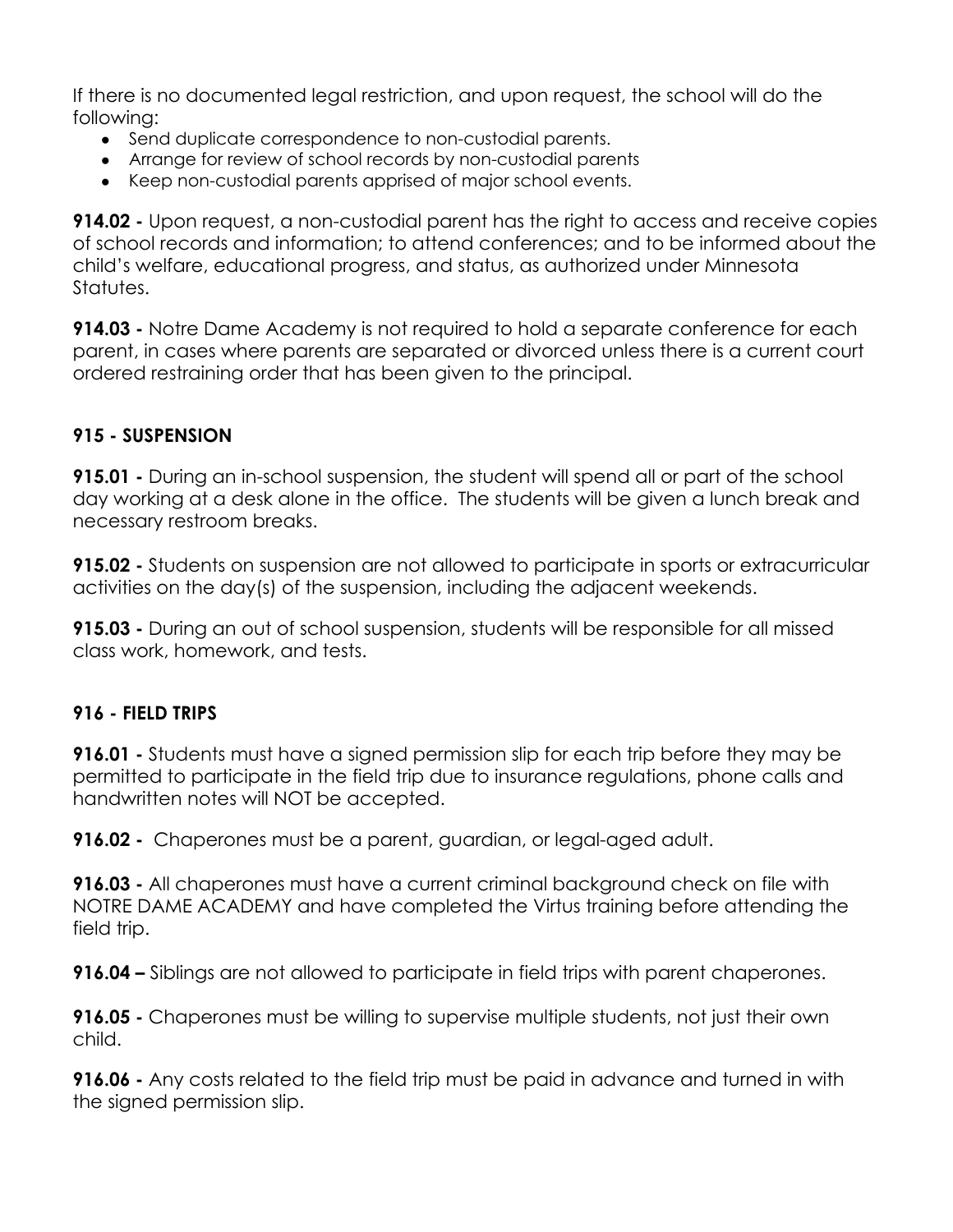If there is no documented legal restriction, and upon request, the school will do the following:

- Send duplicate correspondence to non-custodial parents.
- Arrange for review of school records by non-custodial parents
- Keep non-custodial parents apprised of major school events.

**914.02 -** Upon request, a non-custodial parent has the right to access and receive copies of school records and information; to attend conferences; and to be informed about the child's welfare, educational progress, and status, as authorized under Minnesota Statutes.

**914.03 -** Notre Dame Academy is not required to hold a separate conference for each parent, in cases where parents are separated or divorced unless there is a current court ordered restraining order that has been given to the principal.

### 915 - SUSPENSION

**915.01 -** During an in-school suspension, the student will spend all or part of the school day working at a desk alone in the office. The students will be given a lunch break and necessary restroom breaks.

**915.02 -** Students on suspension are not allowed to participate in sports or extracurricular activities on the day(s) of the suspension, including the adjacent weekends.

**915.03 -** During an out of school suspension, students will be responsible for all missed class work, homework, and tests.

### 916 - FIELD TRIPS

**916.01 -** Students must have a signed permission slip for each trip before they may be permitted to participate in the field trip due to insurance regulations, phone calls and handwritten notes will NOT be accepted.

**916.02 -** Chaperones must be a parent, guardian, or legal-aged adult.

**916.03 -** All chaperones must have a current criminal background check on file with NOTRE DAME ACADEMY and have completed the Virtus training before attending the field trip.

**916.04 –** Siblings are not allowed to participate in field trips with parent chaperones.

**916.05 -** Chaperones must be willing to supervise multiple students, not just their own child.

**916.06 -** Any costs related to the field trip must be paid in advance and turned in with the signed permission slip.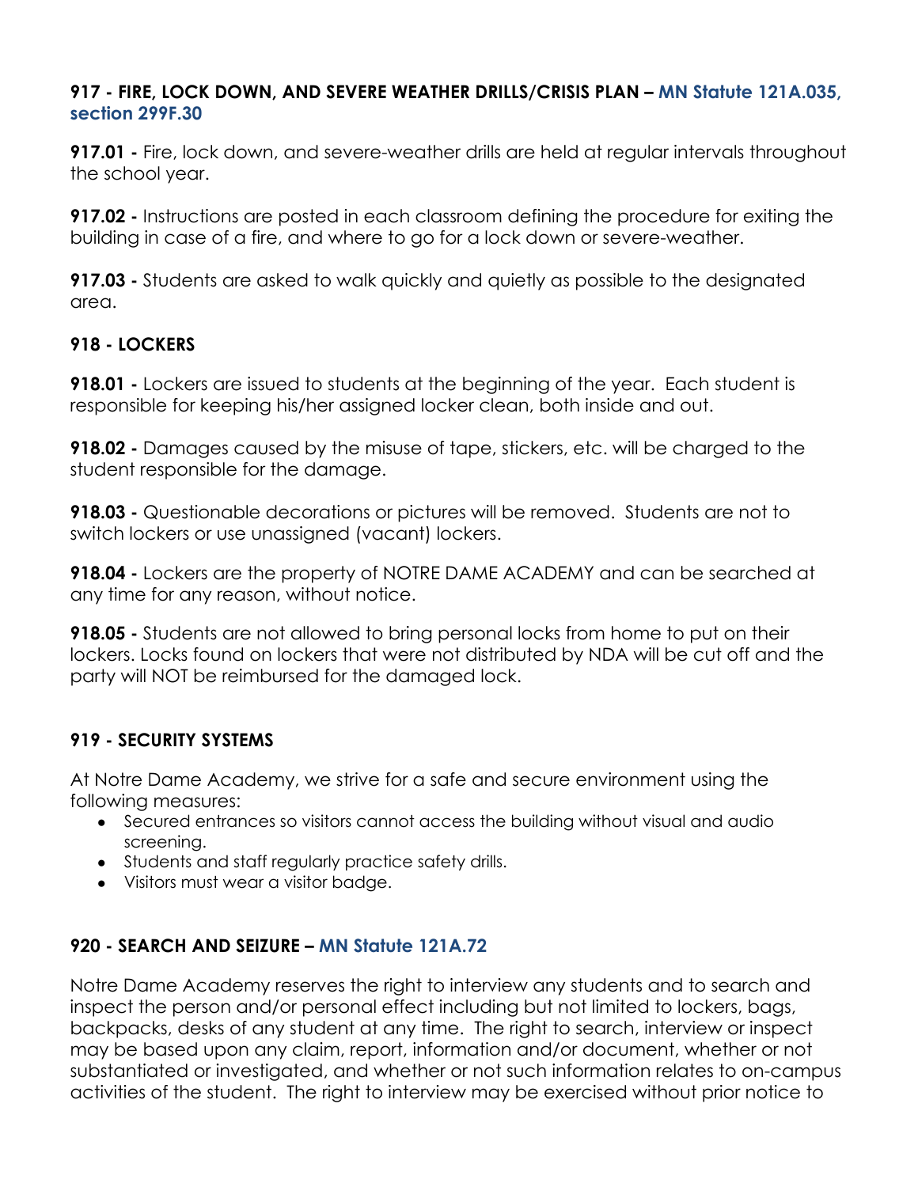### 917 - FIRE, LOCK DOWN, AND SEVERE WEATHER DRILLS/CRISIS PLAN – MN Statute 121A.035, section 299F.30

**917.01 -** Fire, lock down, and severe-weather drills are held at regular intervals throughout the school year.

**917.02 -** Instructions are posted in each classroom defining the procedure for exiting the building in case of a fire, and where to go for a lock down or severe-weather.

**917.03 -** Students are asked to walk quickly and quietly as possible to the designated area.

### 918 - LOCKERS

**918.01 -** Lockers are issued to students at the beginning of the year. Each student is responsible for keeping his/her assigned locker clean, both inside and out.

**918.02 -** Damages caused by the misuse of tape, stickers, etc. will be charged to the student responsible for the damage.

**918.03 -** Questionable decorations or pictures will be removed. Students are not to switch lockers or use unassigned (vacant) lockers.

**918.04 -** Lockers are the property of NOTRE DAME ACADEMY and can be searched at any time for any reason, without notice.

**918.05 -** Students are not allowed to bring personal locks from home to put on their lockers. Locks found on lockers that were not distributed by NDA will be cut off and the party will NOT be reimbursed for the damaged lock.

### 919 - SECURITY SYSTEMS

At Notre Dame Academy, we strive for a safe and secure environment using the following measures:

- Secured entrances so visitors cannot access the building without visual and audio screening.
- Students and staff regularly practice safety drills.
- Visitors must wear a visitor badge.

### 920 - SEARCH AND SEIZURE – MN Statute 121A.72

Notre Dame Academy reserves the right to interview any students and to search and inspect the person and/or personal effect including but not limited to lockers, bags, backpacks, desks of any student at any time. The right to search, interview or inspect may be based upon any claim, report, information and/or document, whether or not substantiated or investigated, and whether or not such information relates to on-campus activities of the student. The right to interview may be exercised without prior notice to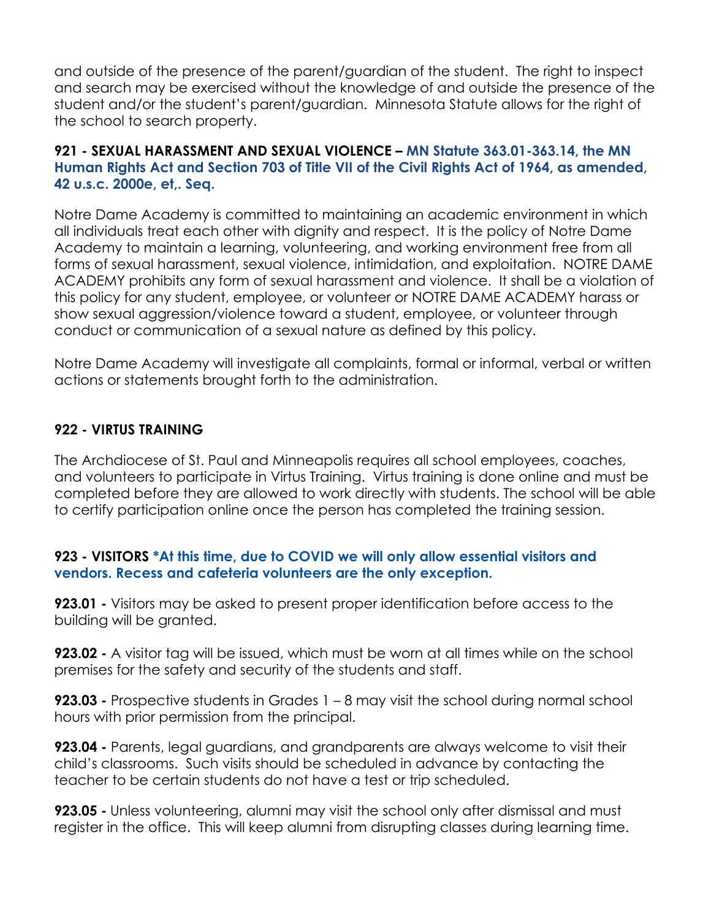and outside of the presence of the parent/guardian of the student. The right to inspect and search may be exercised without the knowledge of and outside the presence of the student and/or the student's parent/guardian. Minnesota Statute allows for the right of the school to search property.

### 921 - SEXUAL HARASSMENT AND SEXUAL VIOLENCE – MN Statute 363.01-363.14, the MN Human Rights Act and Section 703 of Title VII of the Civil Rights Act of 1964, as amended, 42 u.s.c. 2000e, et,. Seq.

Notre Dame Academy is committed to maintaining an academic environment in which all individuals treat each other with dignity and respect. It is the policy of Notre Dame Academy to maintain a learning, volunteering, and working environment free from all forms of sexual harassment, sexual violence, intimidation, and exploitation. NOTRE DAME ACADEMY prohibits any form of sexual harassment and violence. It shall be a violation of this policy for any student, employee, or volunteer or NOTRE DAME ACADEMY harass or show sexual aggression/violence toward a student, employee, or volunteer through conduct or communication of a sexual nature as defined by this policy.

Notre Dame Academy will investigate all complaints, formal or informal, verbal or written actions or statements brought forth to the administration.

### 922 - VIRTUS TRAINING

The Archdiocese of St. Paul and Minneapolis requires all school employees, coaches, and volunteers to participate in Virtus Training. Virtus training is done online and must be completed before they are allowed to work directly with students. The school will be able to certify participation online once the person has completed the training session.

### 923 - VISITORS *At this time, due to COVID we will only allow essential visitors and vendors. Recess and cafeteria volunteers are the only exception.

**923.01 -** Visitors may be asked to present proper identification before access to the building will be granted.

**923.02 -** A visitor tag will be issued, which must be worn at all times while on the school premises for the safety and security of the students and staff.

**923.03 -** Prospective students in Grades 1 – 8 may visit the school during normal school hours with prior permission from the principal.

**923.04 -** Parents, legal guardians, and grandparents are always welcome to visit their child's classrooms. Such visits should be scheduled in advance by contacting the teacher to be certain students do not have a test or trip scheduled.

**923.05 -** Unless volunteering, alumni may visit the school only after dismissal and must register in the office. This will keep alumni from disrupting classes during learning time.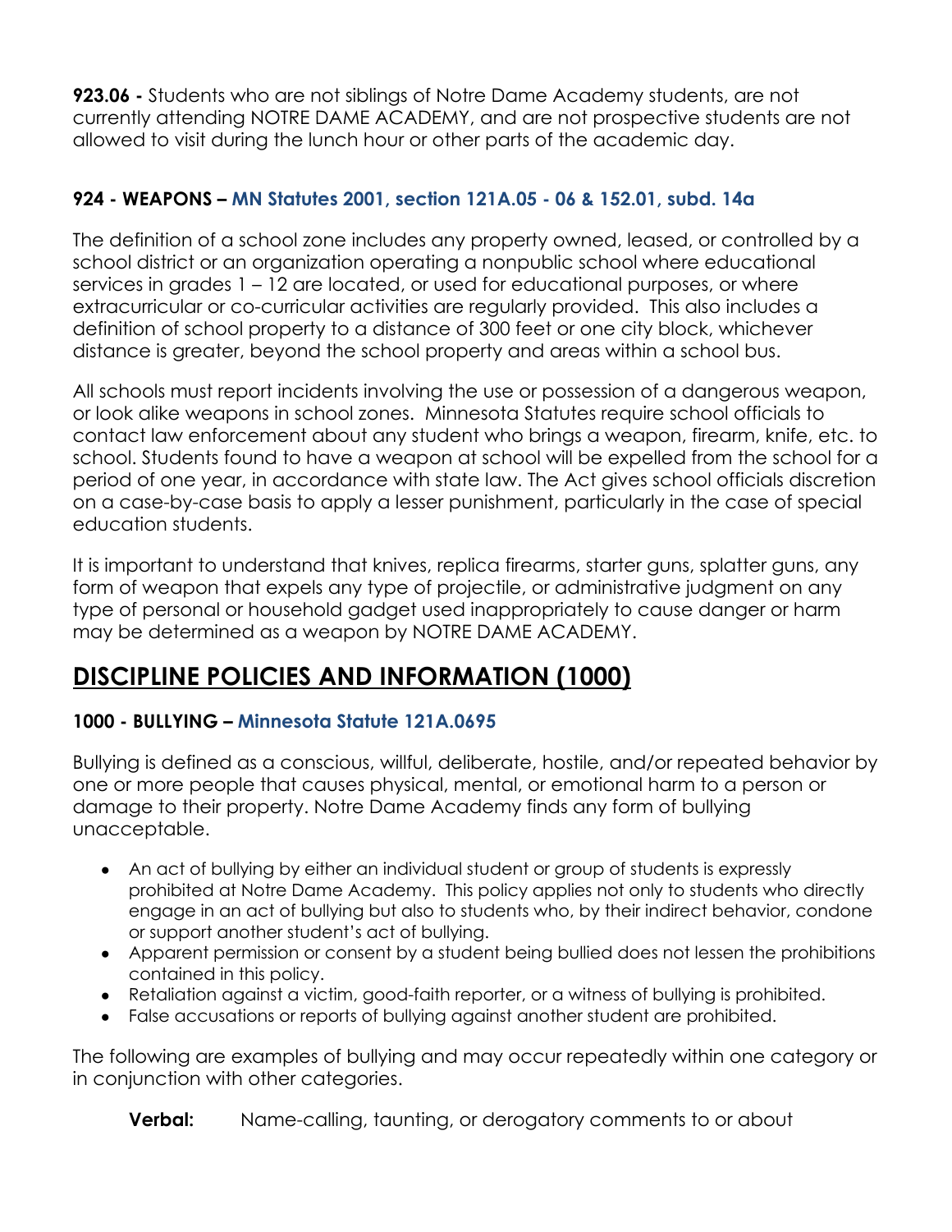**923.06 -** Students who are not siblings of Notre Dame Academy students, are not currently attending NOTRE DAME ACADEMY, and are not prospective students are not allowed to visit during the lunch hour or other parts of the academic day.

### 924 - WEAPONS – MN Statutes 2001, section 121A.05 - 06 & 152.01, subd. 14a

The definition of a school zone includes any property owned, leased, or controlled by a school district or an organization operating a nonpublic school where educational services in grades 1 – 12 are located, or used for educational purposes, or where extracurricular or co-curricular activities are regularly provided. This also includes a definition of school property to a distance of 300 feet or one city block, whichever distance is greater, beyond the school property and areas within a school bus.

All schools must report incidents involving the use or possession of a dangerous weapon, or look alike weapons in school zones. Minnesota Statutes require school officials to contact law enforcement about any student who brings a weapon, firearm, knife, etc. to school. Students found to have a weapon at school will be expelled from the school for a period of one year, in accordance with state law. The Act gives school officials discretion on a case-by-case basis to apply a lesser punishment, particularly in the case of special education students.

It is important to understand that knives, replica firearms, starter guns, splatter guns, any form of weapon that expels any type of projectile, or administrative judgment on any type of personal or household gadget used inappropriately to cause danger or harm may be determined as a weapon by NOTRE DAME ACADEMY.

## DISCIPLINE POLICIES AND INFORMATION (1000)

### 1000 - BULLYING – Minnesota Statute 121A.0695

Bullying is defined as a conscious, willful, deliberate, hostile, and/or repeated behavior by one or more people that causes physical, mental, or emotional harm to a person or damage to their property. Notre Dame Academy finds any form of bullying unacceptable.

- An act of bullying by either an individual student or group of students is expressly prohibited at Notre Dame Academy. This policy applies not only to students who directly engage in an act of bullying but also to students who, by their indirect behavior, condone or support another student's act of bullying.
- Apparent permission or consent by a student being bullied does not lessen the prohibitions contained in this policy.
- Retaliation against a victim, good-faith reporter, or a witness of bullying is prohibited.
- False accusations or reports of bullying against another student are prohibited.

The following are examples of bullying and may occur repeatedly within one category or in conjunction with other categories.

**Verbal:** Name-calling, taunting, or derogatory comments to or about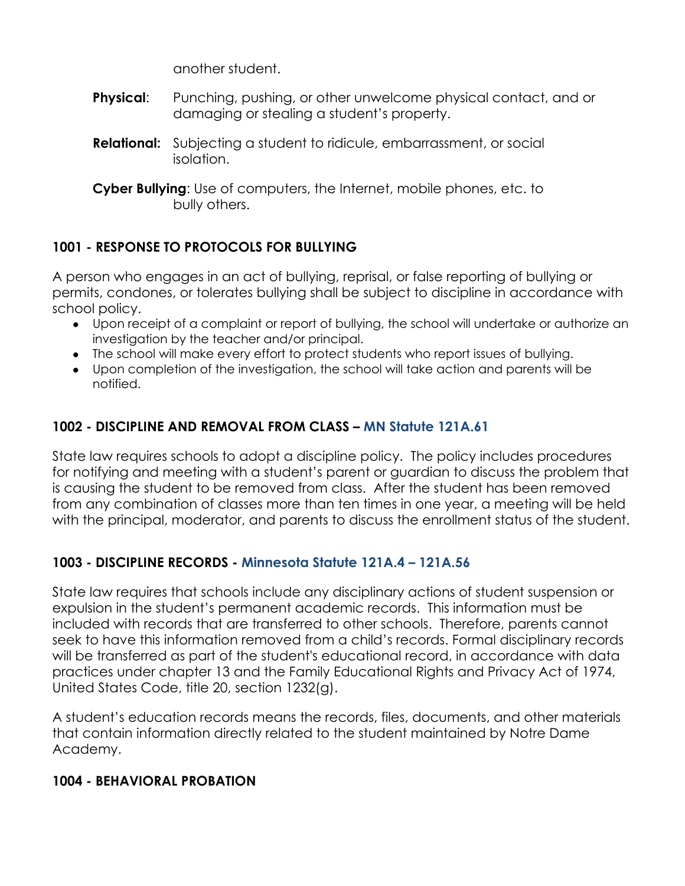another student.

**Physical**: Punching, pushing, or other unwelcome physical contact, and or damaging or stealing a student's property.

**Relational:** Subjecting a student to ridicule, embarrassment, or social isolation.

**Cyber Bullying**: Use of computers, the Internet, mobile phones, etc. to bully others.

### 1001 - RESPONSE TO PROTOCOLS FOR BULLYING

A person who engages in an act of bullying, reprisal, or false reporting of bullying or permits, condones, or tolerates bullying shall be subject to discipline in accordance with school policy.

- Upon receipt of a complaint or report of bullying, the school will undertake or authorize an investigation by the teacher and/or principal.
- The school will make every effort to protect students who report issues of bullying.
- Upon completion of the investigation, the school will take action and parents will be notified.

### 1002 - DISCIPLINE AND REMOVAL FROM CLASS – MN Statute 121A.61

State law requires schools to adopt a discipline policy. The policy includes procedures for notifying and meeting with a student's parent or guardian to discuss the problem that is causing the student to be removed from class. After the student has been removed from any combination of classes more than ten times in one year, a meeting will be held with the principal, moderator, and parents to discuss the enrollment status of the student.

### 1003 - DISCIPLINE RECORDS - Minnesota Statute 121A.4 – 121A.56

State law requires that schools include any disciplinary actions of student suspension or expulsion in the student's permanent academic records. This information must be included with records that are transferred to other schools. Therefore, parents cannot seek to have this information removed from a child's records. Formal disciplinary records will be transferred as part of the student's educational record, in accordance with data practices under chapter 13 and the Family Educational Rights and Privacy Act of 1974, United States Code, title 20, section 1232(g).

A student's education records means the records, files, documents, and other materials that contain information directly related to the student maintained by Notre Dame Academy.

### 1004 - BEHAVIORAL PROBATION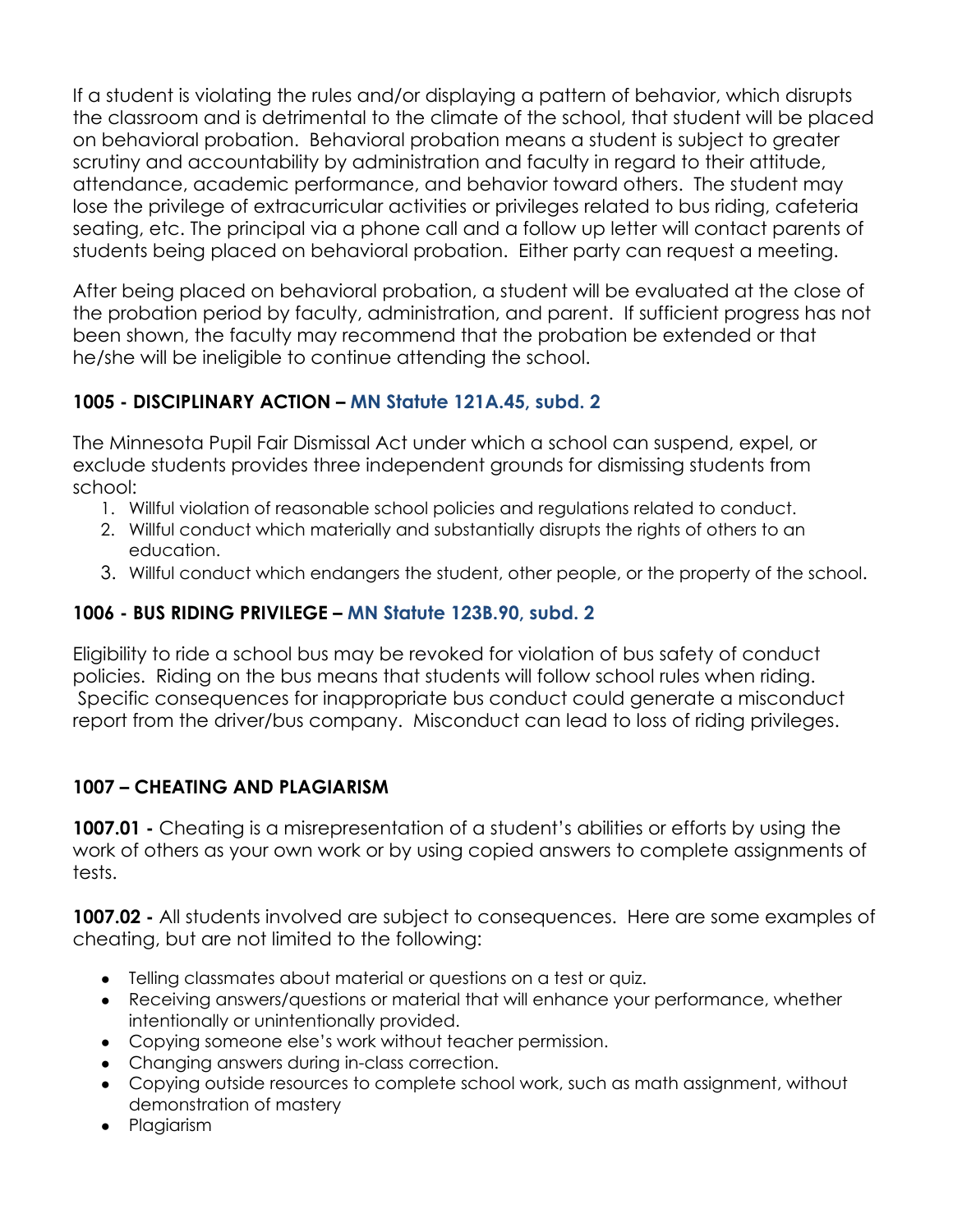If a student is violating the rules and/or displaying a pattern of behavior, which disrupts the classroom and is detrimental to the climate of the school, that student will be placed on behavioral probation. Behavioral probation means a student is subject to greater scrutiny and accountability by administration and faculty in regard to their attitude, attendance, academic performance, and behavior toward others. The student may lose the privilege of extracurricular activities or privileges related to bus riding, cafeteria seating, etc. The principal via a phone call and a follow up letter will contact parents of students being placed on behavioral probation. Either party can request a meeting.

After being placed on behavioral probation, a student will be evaluated at the close of the probation period by faculty, administration, and parent. If sufficient progress has not been shown, the faculty may recommend that the probation be extended or that he/she will be ineligible to continue attending the school.

### 1005 - DISCIPLINARY ACTION – MN Statute 121A.45, subd. 2

The Minnesota Pupil Fair Dismissal Act under which a school can suspend, expel, or exclude students provides three independent grounds for dismissing students from school:

1. Willful violation of reasonable school policies and regulations related to conduct.
2. Willful conduct which materially and substantially disrupts the rights of others to an education.
3. Willful conduct which endangers the student, other people, or the property of the school.

### 1006 - BUS RIDING PRIVILEGE – MN Statute 123B.90, subd. 2

Eligibility to ride a school bus may be revoked for violation of bus safety of conduct policies. Riding on the bus means that students will follow school rules when riding. Specific consequences for inappropriate bus conduct could generate a misconduct report from the driver/bus company. Misconduct can lead to loss of riding privileges.

### 1007 – CHEATING AND PLAGIARISM

**1007.01 -** Cheating is a misrepresentation of a student's abilities or efforts by using the work of others as your own work or by using copied answers to complete assignments of tests.

**1007.02 -** All students involved are subject to consequences. Here are some examples of cheating, but are not limited to the following:

- Telling classmates about material or questions on a test or quiz.
- Receiving answers/questions or material that will enhance your performance, whether intentionally or unintentionally provided.
- Copying someone else's work without teacher permission.
- Changing answers during in-class correction.
- Copying outside resources to complete school work, such as math assignment, without demonstration of mastery
- Plagiarism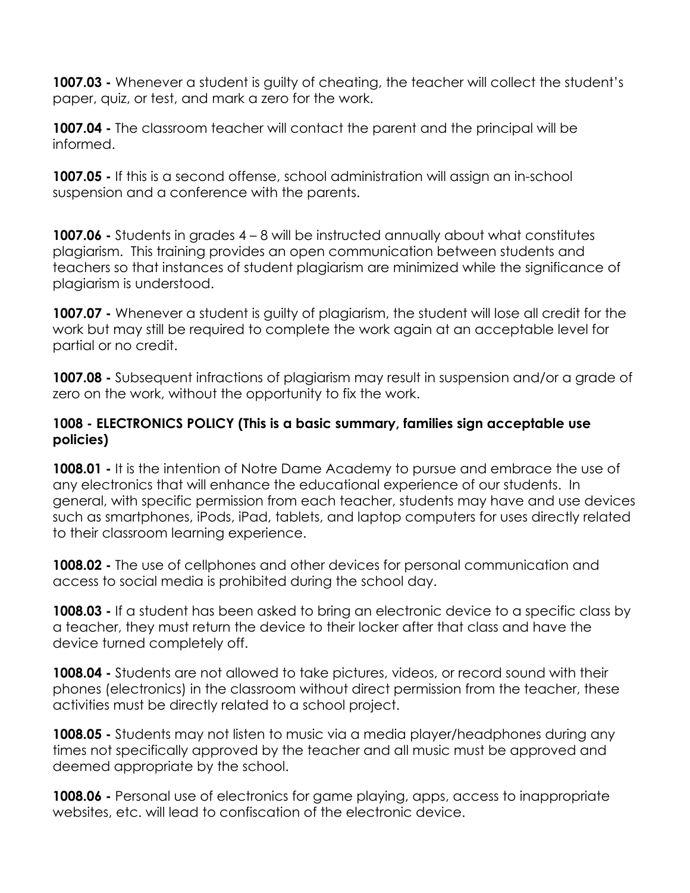**1007.03 -** Whenever a student is guilty of cheating, the teacher will collect the student's paper, quiz, or test, and mark a zero for the work.

**1007.04 -** The classroom teacher will contact the parent and the principal will be informed.

**1007.05 -** If this is a second offense, school administration will assign an in-school suspension and a conference with the parents.

**1007.06 -** Students in grades 4 – 8 will be instructed annually about what constitutes plagiarism. This training provides an open communication between students and teachers so that instances of student plagiarism are minimized while the significance of plagiarism is understood.

**1007.07 -** Whenever a student is guilty of plagiarism, the student will lose all credit for the work but may still be required to complete the work again at an acceptable level for partial or no credit.

**1007.08 -** Subsequent infractions of plagiarism may result in suspension and/or a grade of zero on the work, without the opportunity to fix the work.

### 1008 - ELECTRONICS POLICY (This is a basic summary, families sign acceptable use policies)

**1008.01 -** It is the intention of Notre Dame Academy to pursue and embrace the use of any electronics that will enhance the educational experience of our students. In general, with specific permission from each teacher, students may have and use devices such as smartphones, iPods, iPad, tablets, and laptop computers for uses directly related to their classroom learning experience.

**1008.02 -** The use of cellphones and other devices for personal communication and access to social media is prohibited during the school day.

**1008.03 -** If a student has been asked to bring an electronic device to a specific class by a teacher, they must return the device to their locker after that class and have the device turned completely off.

**1008.04 -** Students are not allowed to take pictures, videos, or record sound with their phones (electronics) in the classroom without direct permission from the teacher, these activities must be directly related to a school project.

**1008.05 -** Students may not listen to music via a media player/headphones during any times not specifically approved by the teacher and all music must be approved and deemed appropriate by the school.

**1008.06 -** Personal use of electronics for game playing, apps, access to inappropriate websites, etc. will lead to confiscation of the electronic device.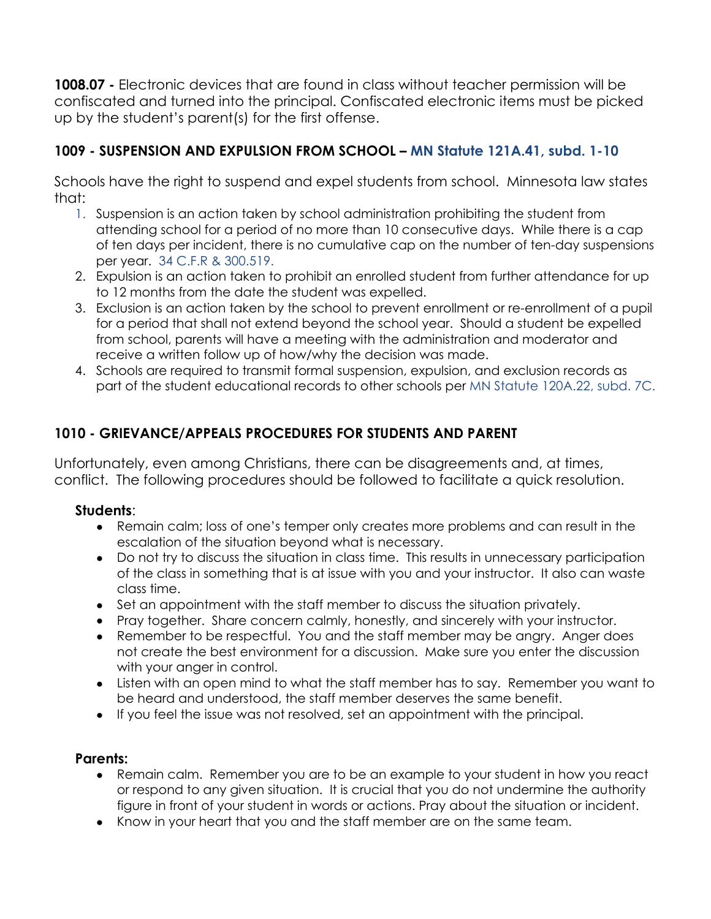**1008.07 -** Electronic devices that are found in class without teacher permission will be confiscated and turned into the principal. Confiscated electronic items must be picked up by the student's parent(s) for the first offense.

### 1009 - SUSPENSION AND EXPULSION FROM SCHOOL – MN Statute 121A.41, subd. 1-10

Schools have the right to suspend and expel students from school. Minnesota law states that:

1. Suspension is an action taken by school administration prohibiting the student from attending school for a period of no more than 10 consecutive days. While there is a cap of ten days per incident, there is no cumulative cap on the number of ten-day suspensions per year. 34 C.F.R & 300.519.
2. Expulsion is an action taken to prohibit an enrolled student from further attendance for up to 12 months from the date the student was expelled.
3. Exclusion is an action taken by the school to prevent enrollment or re-enrollment of a pupil for a period that shall not extend beyond the school year. Should a student be expelled from school, parents will have a meeting with the administration and moderator and receive a written follow up of how/why the decision was made.
4. Schools are required to transmit formal suspension, expulsion, and exclusion records as part of the student educational records to other schools per MN Statute 120A.22, subd. 7C.

### 1010 - GRIEVANCE/APPEALS PROCEDURES FOR STUDENTS AND PARENT

Unfortunately, even among Christians, there can be disagreements and, at times, conflict. The following procedures should be followed to facilitate a quick resolution.

**Students**:

- Remain calm; loss of one's temper only creates more problems and can result in the escalation of the situation beyond what is necessary.
- Do not try to discuss the situation in class time. This results in unnecessary participation of the class in something that is at issue with you and your instructor. It also can waste class time.
- Set an appointment with the staff member to discuss the situation privately.
- Pray together. Share concern calmly, honestly, and sincerely with your instructor.
- Remember to be respectful. You and the staff member may be angry. Anger does not create the best environment for a discussion. Make sure you enter the discussion with your anger in control.
- Listen with an open mind to what the staff member has to say. Remember you want to be heard and understood, the staff member deserves the same benefit.
- If you feel the issue was not resolved, set an appointment with the principal.

**Parents:**

- Remain calm. Remember you are to be an example to your student in how you react or respond to any given situation. It is crucial that you do not undermine the authority figure in front of your student in words or actions. Pray about the situation or incident.
- Know in your heart that you and the staff member are on the same team.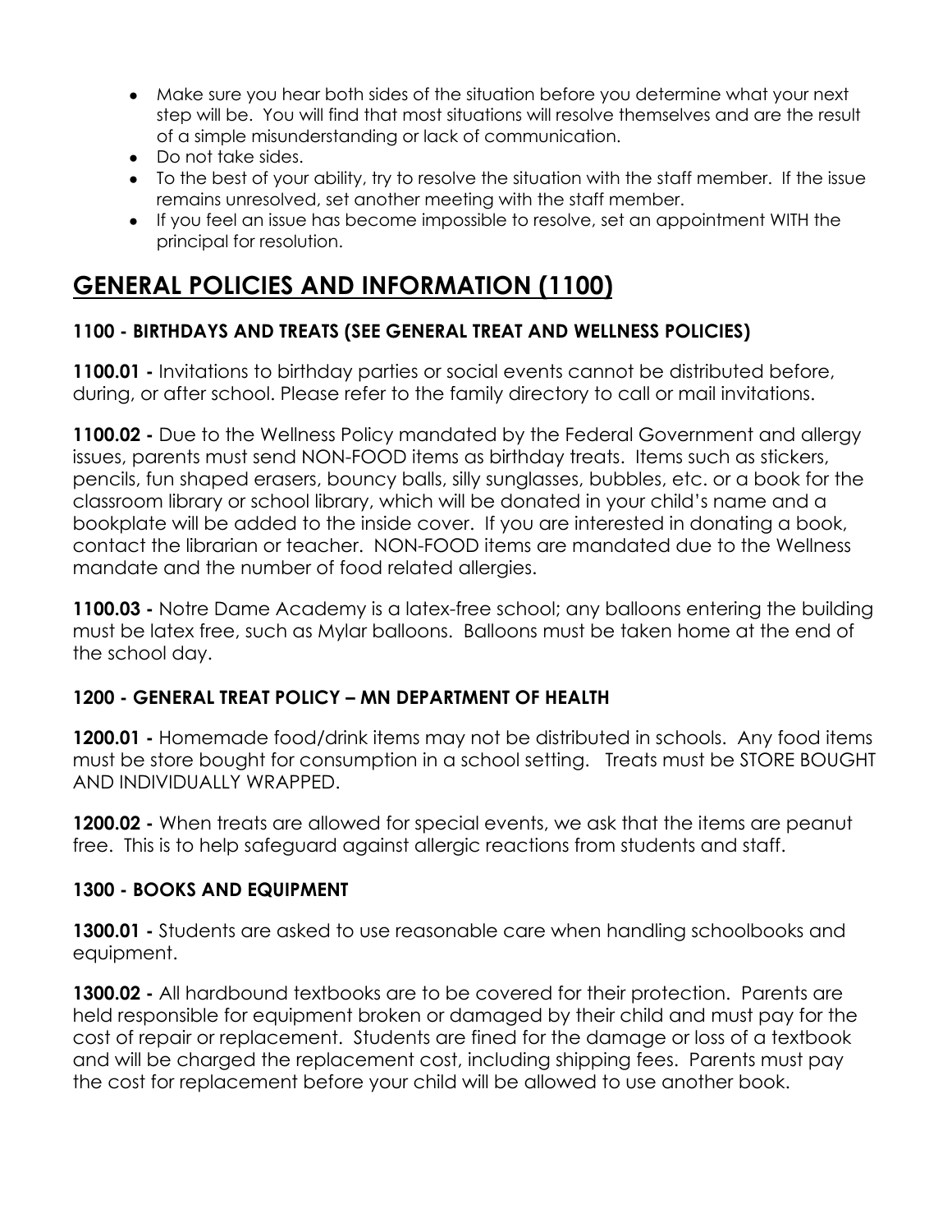- Make sure you hear both sides of the situation before you determine what your next step will be. You will find that most situations will resolve themselves and are the result of a simple misunderstanding or lack of communication.
- Do not take sides.
- To the best of your ability, try to resolve the situation with the staff member. If the issue remains unresolved, set another meeting with the staff member.
- If you feel an issue has become impossible to resolve, set an appointment WITH the principal for resolution.

# GENERAL POLICIES AND INFORMATION (1100)

### 1100 - BIRTHDAYS AND TREATS (SEE GENERAL TREAT AND WELLNESS POLICIES)

**1100.01 -** Invitations to birthday parties or social events cannot be distributed before, during, or after school. Please refer to the family directory to call or mail invitations.

**1100.02 -** Due to the Wellness Policy mandated by the Federal Government and allergy issues, parents must send NON-FOOD items as birthday treats. Items such as stickers, pencils, fun shaped erasers, bouncy balls, silly sunglasses, bubbles, etc. or a book for the classroom library or school library, which will be donated in your child's name and a bookplate will be added to the inside cover. If you are interested in donating a book, contact the librarian or teacher. NON-FOOD items are mandated due to the Wellness mandate and the number of food related allergies.

**1100.03 -** Notre Dame Academy is a latex-free school; any balloons entering the building must be latex free, such as Mylar balloons. Balloons must be taken home at the end of the school day.

### 1200 - GENERAL TREAT POLICY – MN DEPARTMENT OF HEALTH

**1200.01 -** Homemade food/drink items may not be distributed in schools. Any food items must be store bought for consumption in a school setting. Treats must be STORE BOUGHT AND INDIVIDUALLY WRAPPED.

**1200.02 -** When treats are allowed for special events, we ask that the items are peanut free. This is to help safeguard against allergic reactions from students and staff.

### 1300 - BOOKS AND EQUIPMENT

**1300.01 -** Students are asked to use reasonable care when handling schoolbooks and equipment.

**1300.02 -** All hardbound textbooks are to be covered for their protection. Parents are held responsible for equipment broken or damaged by their child and must pay for the cost of repair or replacement. Students are fined for the damage or loss of a textbook and will be charged the replacement cost, including shipping fees. Parents must pay the cost for replacement before your child will be allowed to use another book.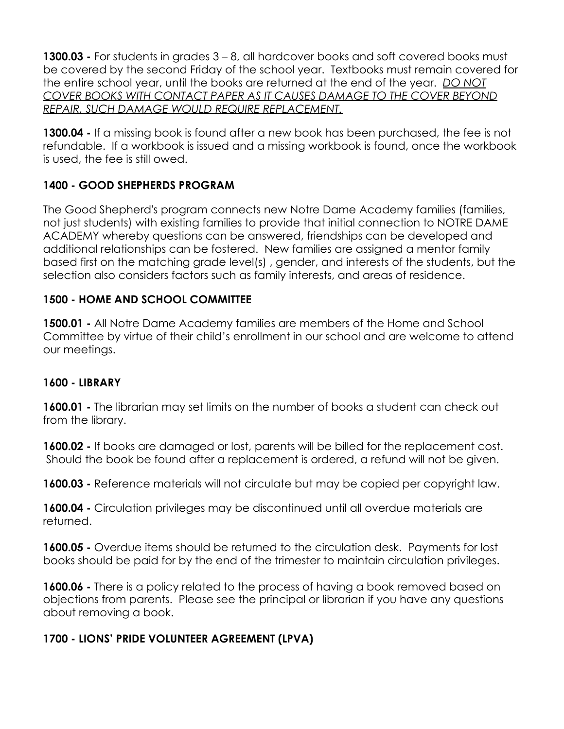**1300.03 -** For students in grades 3 – 8, all hardcover books and soft covered books must be covered by the second Friday of the school year. Textbooks must remain covered for the entire school year, until the books are returned at the end of the year. <u>*DO NOT COVER BOOKS WITH CONTACT PAPER AS IT CAUSES DAMAGE TO THE COVER BEYOND REPAIR, SUCH DAMAGE WOULD REQUIRE REPLACEMENT.*</u>

**1300.04 -** If a missing book is found after a new book has been purchased, the fee is not refundable. If a workbook is issued and a missing workbook is found, once the workbook is used, the fee is still owed.

### 1400 - GOOD SHEPHERDS PROGRAM

The Good Shepherd's program connects new Notre Dame Academy families (families, not just students) with existing families to provide that initial connection to NOTRE DAME ACADEMY whereby questions can be answered, friendships can be developed and additional relationships can be fostered. New families are assigned a mentor family based first on the matching grade level(s) , gender, and interests of the students, but the selection also considers factors such as family interests, and areas of residence.

### 1500 - HOME AND SCHOOL COMMITTEE

**1500.01 -** All Notre Dame Academy families are members of the Home and School Committee by virtue of their child's enrollment in our school and are welcome to attend our meetings.

### 1600 - LIBRARY

**1600.01 -** The librarian may set limits on the number of books a student can check out from the library.

**1600.02 -** If books are damaged or lost, parents will be billed for the replacement cost. Should the book be found after a replacement is ordered, a refund will not be given.

**1600.03 -** Reference materials will not circulate but may be copied per copyright law.

**1600.04 -** Circulation privileges may be discontinued until all overdue materials are returned.

**1600.05 -** Overdue items should be returned to the circulation desk. Payments for lost books should be paid for by the end of the trimester to maintain circulation privileges.

**1600.06 -** There is a policy related to the process of having a book removed based on objections from parents. Please see the principal or librarian if you have any questions about removing a book.

### 1700 - LIONS' PRIDE VOLUNTEER AGREEMENT (LPVA)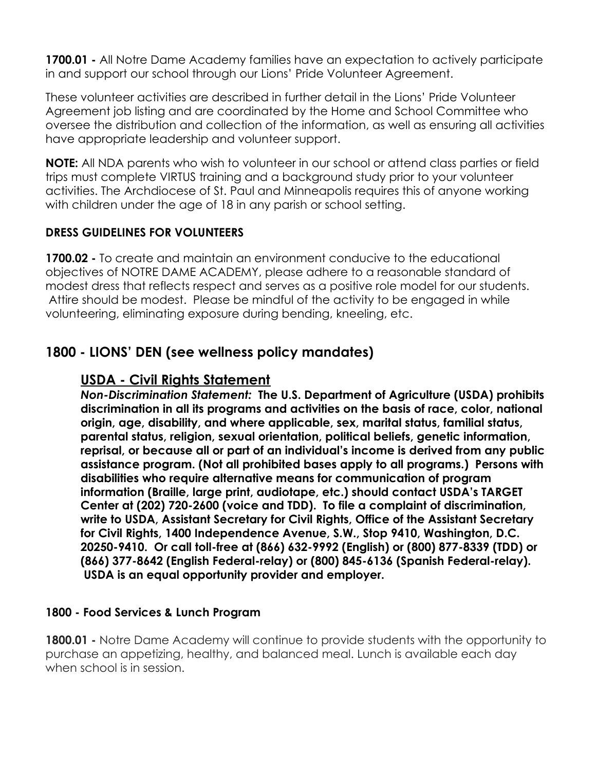**1700.01 -** All Notre Dame Academy families have an expectation to actively participate in and support our school through our Lions' Pride Volunteer Agreement.

These volunteer activities are described in further detail in the Lions' Pride Volunteer Agreement job listing and are coordinated by the Home and School Committee who oversee the distribution and collection of the information, as well as ensuring all activities have appropriate leadership and volunteer support.

**NOTE:** All NDA parents who wish to volunteer in our school or attend class parties or field trips must complete VIRTUS training and a background study prior to your volunteer activities. The Archdiocese of St. Paul and Minneapolis requires this of anyone working with children under the age of 18 in any parish or school setting.

#### DRESS GUIDELINES FOR VOLUNTEERS

**1700.02 -** To create and maintain an environment conducive to the educational objectives of NOTRE DAME ACADEMY, please adhere to a reasonable standard of modest dress that reflects respect and serves as a positive role model for our students. Attire should be modest. Please be mindful of the activity to be engaged in while volunteering, eliminating exposure during bending, kneeling, etc.

## 1800 - LIONS' DEN (see wellness policy mandates)

### USDA - Civil Rights Statement

***Non-Discrimination Statement:*** **The U.S. Department of Agriculture (USDA) prohibits discrimination in all its programs and activities on the basis of race, color, national origin, age, disability, and where applicable, sex, marital status, familial status, parental status, religion, sexual orientation, political beliefs, genetic information, reprisal, or because all or part of an individual's income is derived from any public assistance program. (Not all prohibited bases apply to all programs.) Persons with disabilities who require alternative means for communication of program information (Braille, large print, audiotape, etc.) should contact USDA's TARGET Center at (202) 720-2600 (voice and TDD). To file a complaint of discrimination, write to USDA, Assistant Secretary for Civil Rights, Office of the Assistant Secretary for Civil Rights, 1400 Independence Avenue, S.W., Stop 9410, Washington, D.C. 20250-9410. Or call toll-free at (866) 632-9992 (English) or (800) 877-8339 (TDD) or (866) 377-8642 (English Federal-relay) or (800) 845-6136 (Spanish Federal-relay). USDA is an equal opportunity provider and employer.**

#### 1800 - Food Services & Lunch Program

**1800.01 -** Notre Dame Academy will continue to provide students with the opportunity to purchase an appetizing, healthy, and balanced meal. Lunch is available each day when school is in session.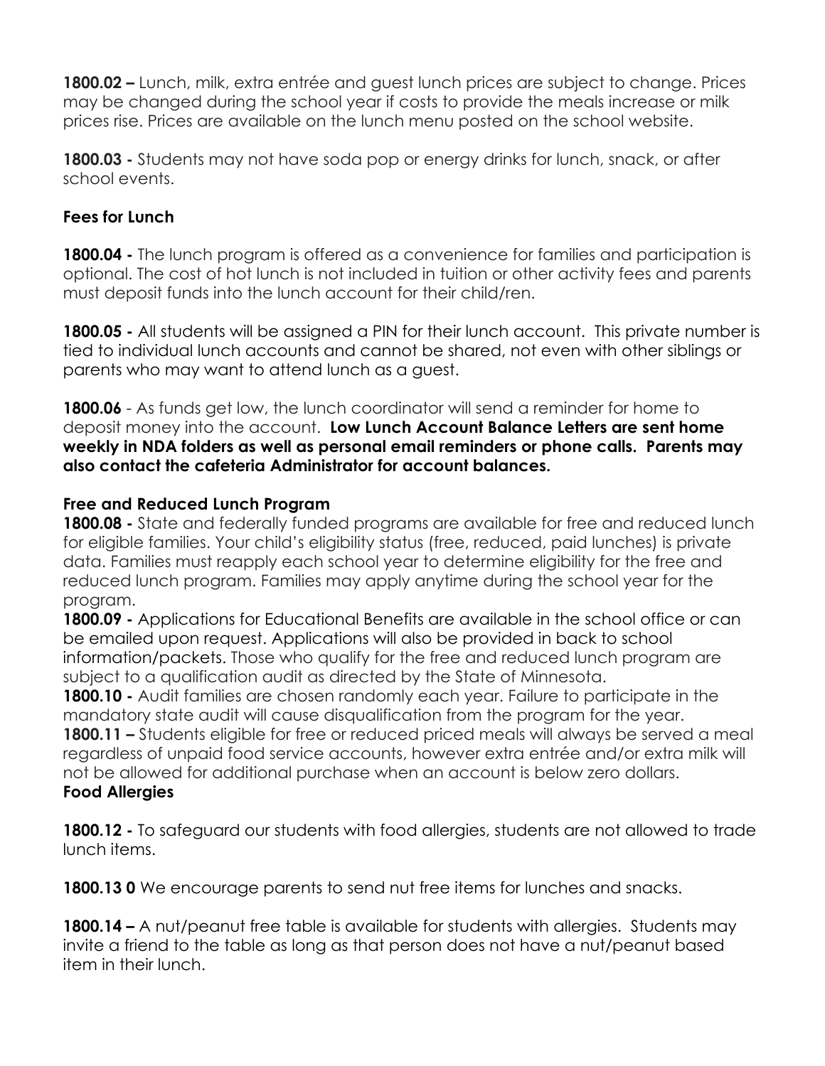**1800.02 –** Lunch, milk, extra entrée and guest lunch prices are subject to change. Prices may be changed during the school year if costs to provide the meals increase or milk prices rise. Prices are available on the lunch menu posted on the school website.

**1800.03 -** Students may not have soda pop or energy drinks for lunch, snack, or after school events.

**Fees for Lunch**

**1800.04 -** The lunch program is offered as a convenience for families and participation is optional. The cost of hot lunch is not included in tuition or other activity fees and parents must deposit funds into the lunch account for their child/ren.

**1800.05 -** All students will be assigned a PIN for their lunch account. This private number is tied to individual lunch accounts and cannot be shared, not even with other siblings or parents who may want to attend lunch as a guest.

**1800.06** - As funds get low, the lunch coordinator will send a reminder for home to deposit money into the account. **Low Lunch Account Balance Letters are sent home weekly in NDA folders as well as personal email reminders or phone calls. Parents may also contact the cafeteria Administrator for account balances.**

**Free and Reduced Lunch Program**

**1800.08 -** State and federally funded programs are available for free and reduced lunch for eligible families. Your child's eligibility status (free, reduced, paid lunches) is private data. Families must reapply each school year to determine eligibility for the free and reduced lunch program. Families may apply anytime during the school year for the program.

**1800.09 -** Applications for Educational Benefits are available in the school office or can be emailed upon request. Applications will also be provided in back to school information/packets. Those who qualify for the free and reduced lunch program are subject to a qualification audit as directed by the State of Minnesota.

**1800.10 -** Audit families are chosen randomly each year. Failure to participate in the mandatory state audit will cause disqualification from the program for the year.

**1800.11 –** Students eligible for free or reduced priced meals will always be served a meal regardless of unpaid food service accounts, however extra entrée and/or extra milk will not be allowed for additional purchase when an account is below zero dollars.

**Food Allergies**

**1800.12 -** To safeguard our students with food allergies, students are not allowed to trade lunch items.

**1800.13 0** We encourage parents to send nut free items for lunches and snacks.

**1800.14 –** A nut/peanut free table is available for students with allergies. Students may invite a friend to the table as long as that person does not have a nut/peanut based item in their lunch.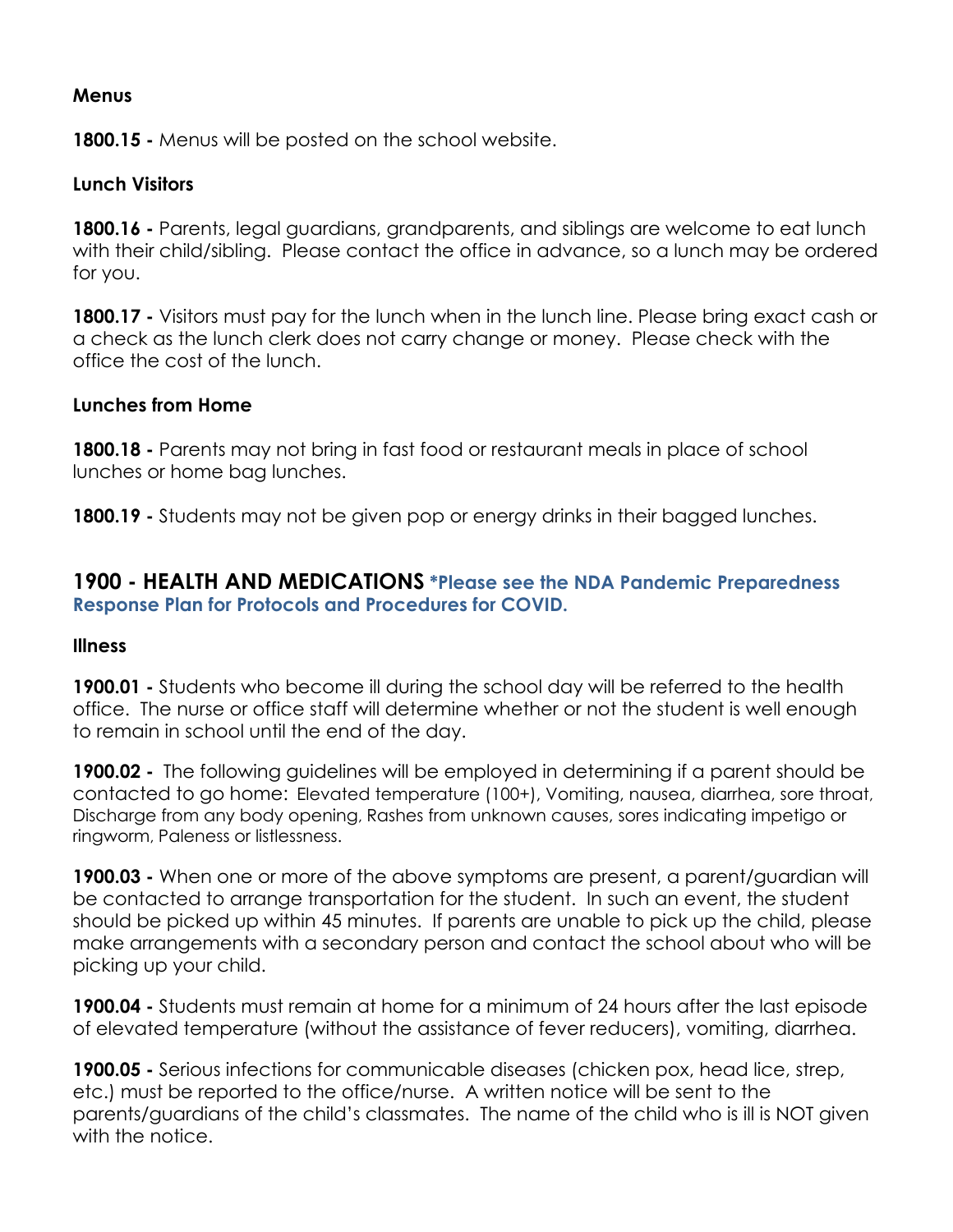### Menus

**1800.15 -** Menus will be posted on the school website.

### Lunch Visitors

**1800.16 -** Parents, legal guardians, grandparents, and siblings are welcome to eat lunch with their child/sibling. Please contact the office in advance, so a lunch may be ordered for you.

**1800.17 -** Visitors must pay for the lunch when in the lunch line. Please bring exact cash or a check as the lunch clerk does not carry change or money. Please check with the office the cost of the lunch.

### Lunches from Home

**1800.18 -** Parents may not bring in fast food or restaurant meals in place of school lunches or home bag lunches.

**1800.19 -** Students may not be given pop or energy drinks in their bagged lunches.

## 1900 - HEALTH AND MEDICATIONS **\*Please see the NDA Pandemic Preparedness Response Plan for Protocols and Procedures for COVID.**

### Illness

**1900.01 -** Students who become ill during the school day will be referred to the health office. The nurse or office staff will determine whether or not the student is well enough to remain in school until the end of the day.

**1900.02 -** The following guidelines will be employed in determining if a parent should be contacted to go home: Elevated temperature (100+), Vomiting, nausea, diarrhea, sore throat, Discharge from any body opening, Rashes from unknown causes, sores indicating impetigo or ringworm, Paleness or listlessness.

**1900.03 -** When one or more of the above symptoms are present, a parent/guardian will be contacted to arrange transportation for the student. In such an event, the student should be picked up within 45 minutes. If parents are unable to pick up the child, please make arrangements with a secondary person and contact the school about who will be picking up your child.

**1900.04 -** Students must remain at home for a minimum of 24 hours after the last episode of elevated temperature (without the assistance of fever reducers), vomiting, diarrhea.

**1900.05 -** Serious infections for communicable diseases (chicken pox, head lice, strep, etc.) must be reported to the office/nurse. A written notice will be sent to the parents/guardians of the child's classmates. The name of the child who is ill is NOT given with the notice.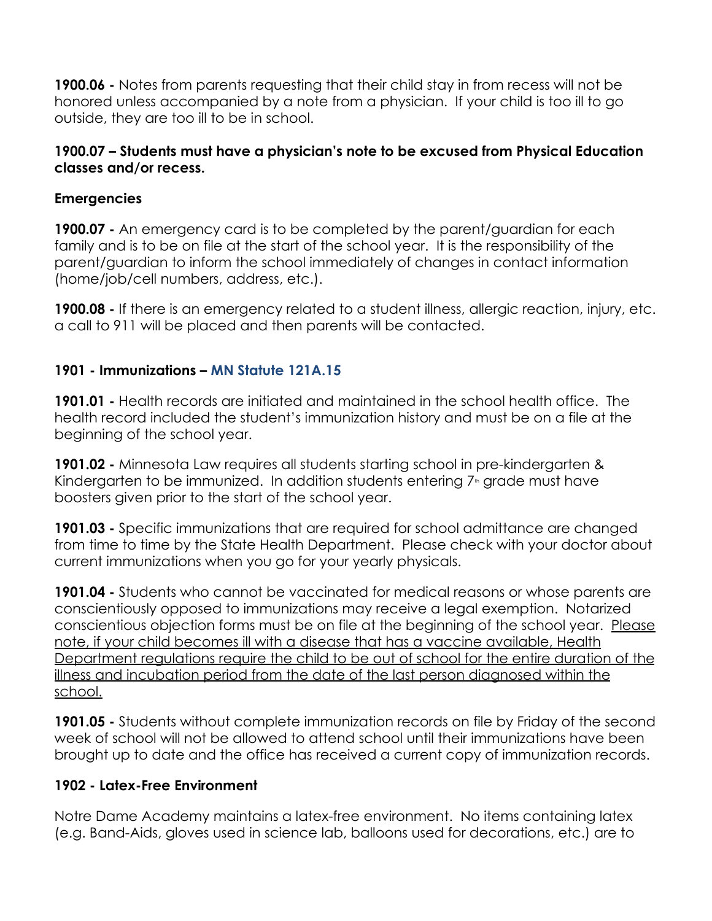**1900.06 -** Notes from parents requesting that their child stay in from recess will not be honored unless accompanied by a note from a physician. If your child is too ill to go outside, they are too ill to be in school.

**1900.07 – Students must have a physician's note to be excused from Physical Education classes and/or recess.**

**Emergencies**

**1900.07 -** An emergency card is to be completed by the parent/guardian for each family and is to be on file at the start of the school year. It is the responsibility of the parent/guardian to inform the school immediately of changes in contact information (home/job/cell numbers, address, etc.).

**1900.08 -** If there is an emergency related to a student illness, allergic reaction, injury, etc. a call to 911 will be placed and then parents will be contacted.

**1901 - Immunizations – MN Statute 121A.15**

**1901.01 -** Health records are initiated and maintained in the school health office. The health record included the student's immunization history and must be on a file at the beginning of the school year.

**1901.02 -** Minnesota Law requires all students starting school in pre-kindergarten & Kindergarten to be immunized. In addition students entering 7th grade must have boosters given prior to the start of the school year.

**1901.03 -** Specific immunizations that are required for school admittance are changed from time to time by the State Health Department. Please check with your doctor about current immunizations when you go for your yearly physicals.

**1901.04 -** Students who cannot be vaccinated for medical reasons or whose parents are conscientiously opposed to immunizations may receive a legal exemption. Notarized conscientious objection forms must be on file at the beginning of the school year. Please note, if your child becomes ill with a disease that has a vaccine available, Health Department regulations require the child to be out of school for the entire duration of the illness and incubation period from the date of the last person diagnosed within the school.

**1901.05 -** Students without complete immunization records on file by Friday of the second week of school will not be allowed to attend school until their immunizations have been brought up to date and the office has received a current copy of immunization records.

**1902 - Latex-Free Environment**

Notre Dame Academy maintains a latex-free environment. No items containing latex (e.g. Band-Aids, gloves used in science lab, balloons used for decorations, etc.) are to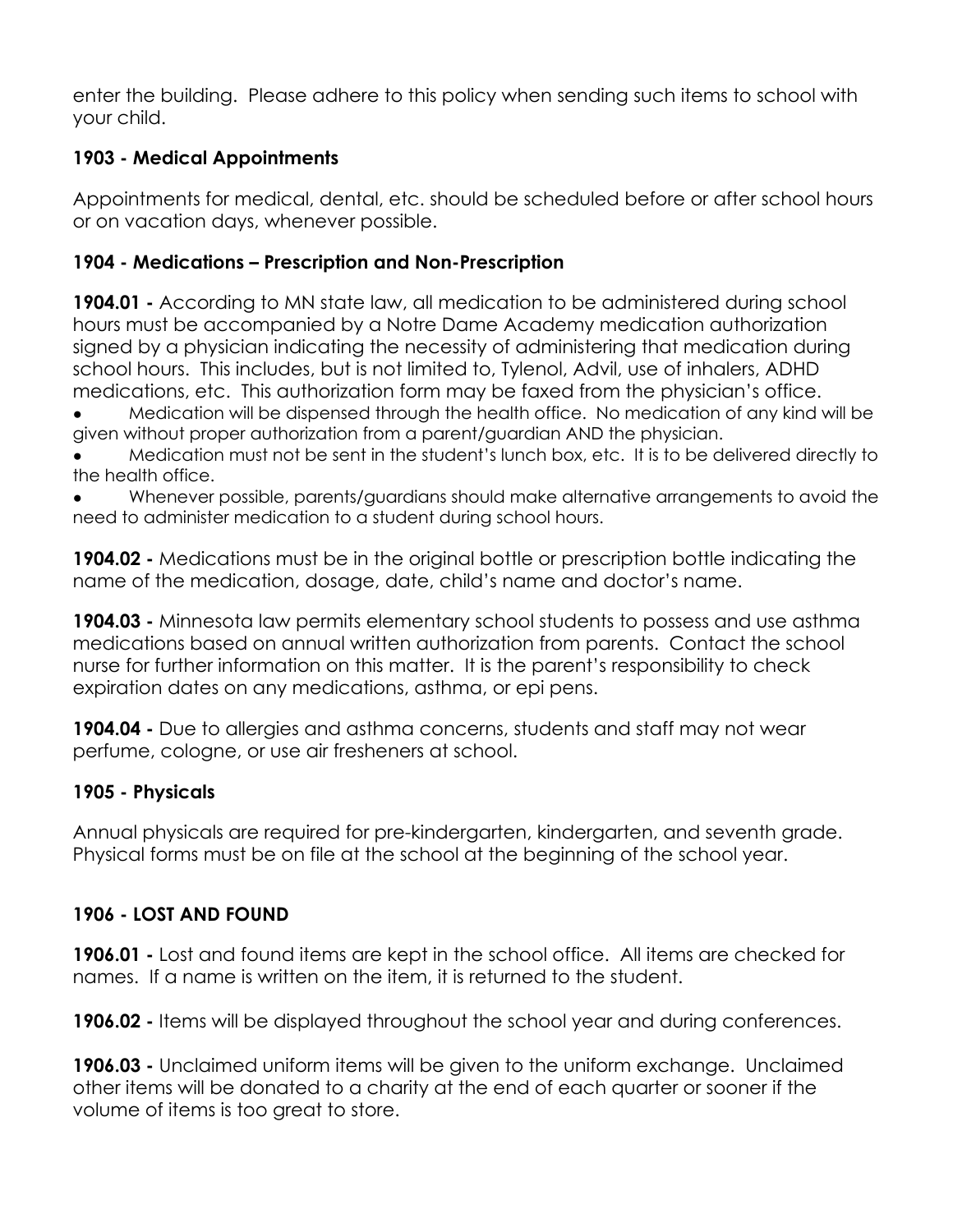enter the building. Please adhere to this policy when sending such items to school with your child.

### 1903 - Medical Appointments

Appointments for medical, dental, etc. should be scheduled before or after school hours or on vacation days, whenever possible.

### 1904 - Medications – Prescription and Non-Prescription

**1904.01 -** According to MN state law, all medication to be administered during school hours must be accompanied by a Notre Dame Academy medication authorization signed by a physician indicating the necessity of administering that medication during school hours. This includes, but is not limited to, Tylenol, Advil, use of inhalers, ADHD medications, etc. This authorization form may be faxed from the physician's office.

- Medication will be dispensed through the health office. No medication of any kind will be given without proper authorization from a parent/guardian AND the physician.
- Medication must not be sent in the student's lunch box, etc. It is to be delivered directly to the health office.
- Whenever possible, parents/guardians should make alternative arrangements to avoid the need to administer medication to a student during school hours.

**1904.02 -** Medications must be in the original bottle or prescription bottle indicating the name of the medication, dosage, date, child's name and doctor's name.

**1904.03 -** Minnesota law permits elementary school students to possess and use asthma medications based on annual written authorization from parents. Contact the school nurse for further information on this matter. It is the parent's responsibility to check expiration dates on any medications, asthma, or epi pens.

**1904.04 -** Due to allergies and asthma concerns, students and staff may not wear perfume, cologne, or use air fresheners at school.

### 1905 - Physicals

Annual physicals are required for pre-kindergarten, kindergarten, and seventh grade. Physical forms must be on file at the school at the beginning of the school year.

### 1906 - LOST AND FOUND

**1906.01 -** Lost and found items are kept in the school office. All items are checked for names. If a name is written on the item, it is returned to the student.

**1906.02 -** Items will be displayed throughout the school year and during conferences.

**1906.03 -** Unclaimed uniform items will be given to the uniform exchange. Unclaimed other items will be donated to a charity at the end of each quarter or sooner if the volume of items is too great to store.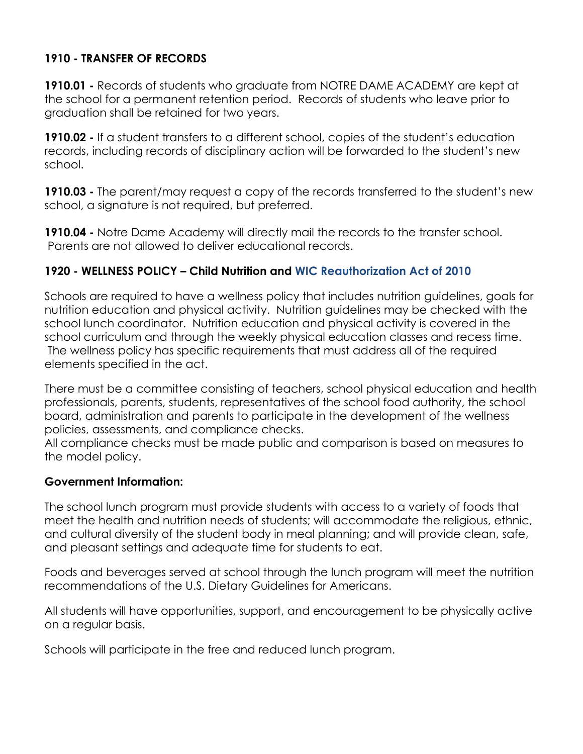### 1910 - TRANSFER OF RECORDS

**1910.01 -** Records of students who graduate from NOTRE DAME ACADEMY are kept at the school for a permanent retention period. Records of students who leave prior to graduation shall be retained for two years.

**1910.02 -** If a student transfers to a different school, copies of the student's education records, including records of disciplinary action will be forwarded to the student's new school.

**1910.03 -** The parent/may request a copy of the records transferred to the student's new school, a signature is not required, but preferred.

**1910.04 -** Notre Dame Academy will directly mail the records to the transfer school. Parents are not allowed to deliver educational records.

### 1920 - WELLNESS POLICY – Child Nutrition and WIC Reauthorization Act of 2010

Schools are required to have a wellness policy that includes nutrition guidelines, goals for nutrition education and physical activity. Nutrition guidelines may be checked with the school lunch coordinator. Nutrition education and physical activity is covered in the school curriculum and through the weekly physical education classes and recess time. The wellness policy has specific requirements that must address all of the required elements specified in the act.

There must be a committee consisting of teachers, school physical education and health professionals, parents, students, representatives of the school food authority, the school board, administration and parents to participate in the development of the wellness policies, assessments, and compliance checks.
All compliance checks must be made public and comparison is based on measures to the model policy.

**Government Information:**

The school lunch program must provide students with access to a variety of foods that meet the health and nutrition needs of students; will accommodate the religious, ethnic, and cultural diversity of the student body in meal planning; and will provide clean, safe, and pleasant settings and adequate time for students to eat.

Foods and beverages served at school through the lunch program will meet the nutrition recommendations of the U.S. Dietary Guidelines for Americans.

All students will have opportunities, support, and encouragement to be physically active on a regular basis.

Schools will participate in the free and reduced lunch program.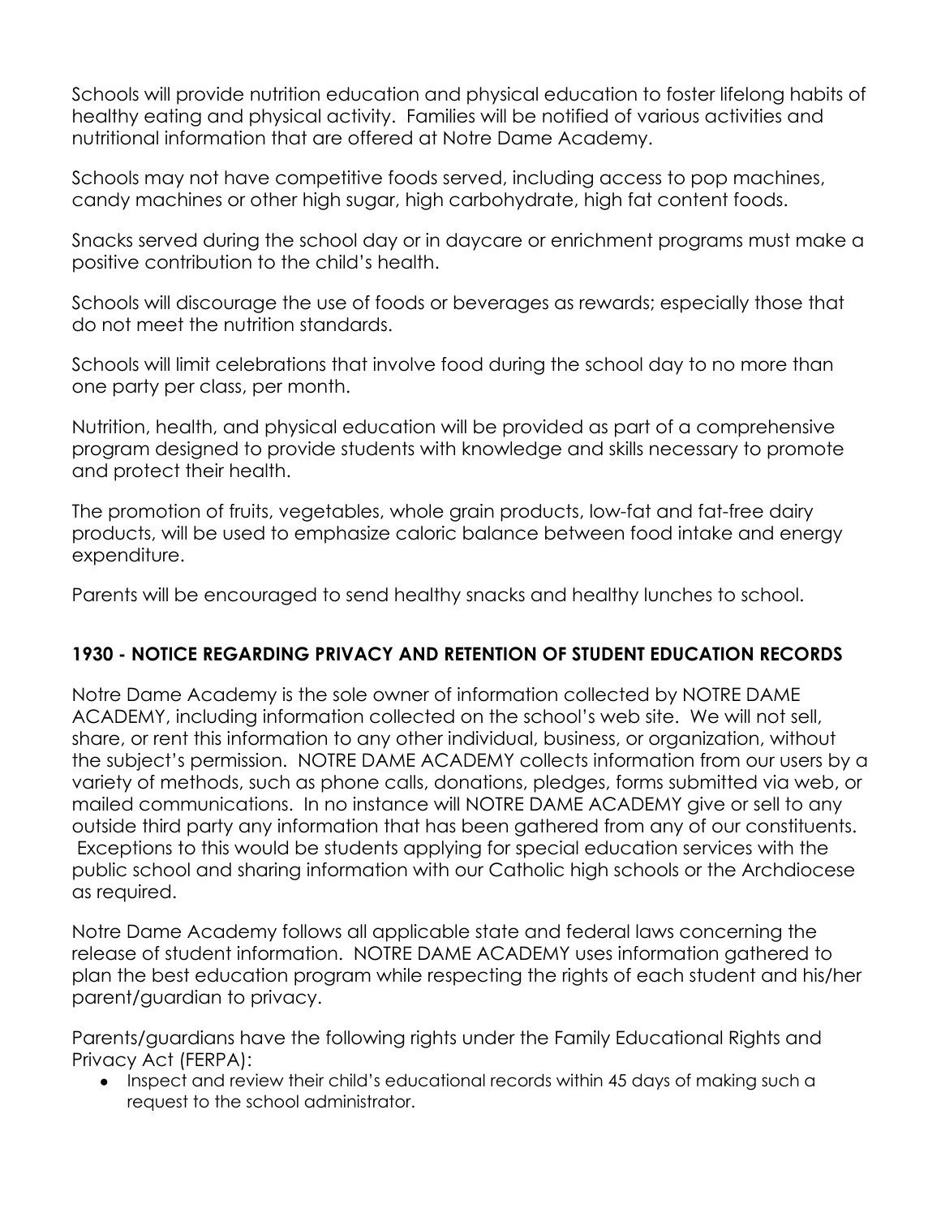Schools will provide nutrition education and physical education to foster lifelong habits of healthy eating and physical activity. Families will be notified of various activities and nutritional information that are offered at Notre Dame Academy.

Schools may not have competitive foods served, including access to pop machines, candy machines or other high sugar, high carbohydrate, high fat content foods.

Snacks served during the school day or in daycare or enrichment programs must make a positive contribution to the child's health.

Schools will discourage the use of foods or beverages as rewards; especially those that do not meet the nutrition standards.

Schools will limit celebrations that involve food during the school day to no more than one party per class, per month.

Nutrition, health, and physical education will be provided as part of a comprehensive program designed to provide students with knowledge and skills necessary to promote and protect their health.

The promotion of fruits, vegetables, whole grain products, low-fat and fat-free dairy products, will be used to emphasize caloric balance between food intake and energy expenditure.

Parents will be encouraged to send healthy snacks and healthy lunches to school.

## 1930 - NOTICE REGARDING PRIVACY AND RETENTION OF STUDENT EDUCATION RECORDS

Notre Dame Academy is the sole owner of information collected by NOTRE DAME ACADEMY, including information collected on the school's web site. We will not sell, share, or rent this information to any other individual, business, or organization, without the subject's permission. NOTRE DAME ACADEMY collects information from our users by a variety of methods, such as phone calls, donations, pledges, forms submitted via web, or mailed communications. In no instance will NOTRE DAME ACADEMY give or sell to any outside third party any information that has been gathered from any of our constituents. Exceptions to this would be students applying for special education services with the public school and sharing information with our Catholic high schools or the Archdiocese as required.

Notre Dame Academy follows all applicable state and federal laws concerning the release of student information. NOTRE DAME ACADEMY uses information gathered to plan the best education program while respecting the rights of each student and his/her parent/guardian to privacy.

Parents/guardians have the following rights under the Family Educational Rights and Privacy Act (FERPA):

- Inspect and review their child's educational records within 45 days of making such a request to the school administrator.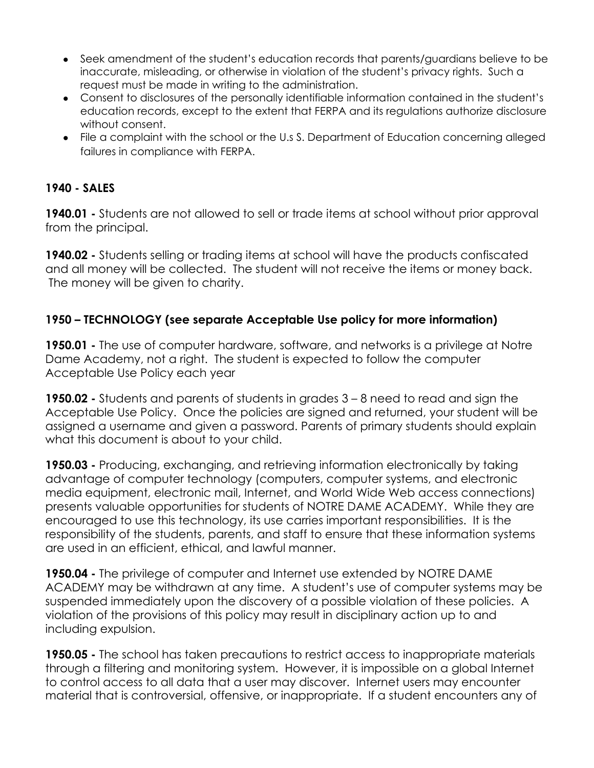- Seek amendment of the student's education records that parents/guardians believe to be inaccurate, misleading, or otherwise in violation of the student's privacy rights. Such a request must be made in writing to the administration.
- Consent to disclosures of the personally identifiable information contained in the student's education records, except to the extent that FERPA and its regulations authorize disclosure without consent.
- File a complaint with the school or the U.s S. Department of Education concerning alleged failures in compliance with FERPA.

**1940 - SALES**

**1940.01 -** Students are not allowed to sell or trade items at school without prior approval from the principal.

**1940.02 -** Students selling or trading items at school will have the products confiscated and all money will be collected. The student will not receive the items or money back. The money will be given to charity.

**1950 – TECHNOLOGY (see separate Acceptable Use policy for more information)**

**1950.01 -** The use of computer hardware, software, and networks is a privilege at Notre Dame Academy, not a right. The student is expected to follow the computer Acceptable Use Policy each year

**1950.02 -** Students and parents of students in grades 3 – 8 need to read and sign the Acceptable Use Policy. Once the policies are signed and returned, your student will be assigned a username and given a password. Parents of primary students should explain what this document is about to your child.

**1950.03 -** Producing, exchanging, and retrieving information electronically by taking advantage of computer technology (computers, computer systems, and electronic media equipment, electronic mail, Internet, and World Wide Web access connections) presents valuable opportunities for students of NOTRE DAME ACADEMY. While they are encouraged to use this technology, its use carries important responsibilities. It is the responsibility of the students, parents, and staff to ensure that these information systems are used in an efficient, ethical, and lawful manner.

**1950.04 -** The privilege of computer and Internet use extended by NOTRE DAME ACADEMY may be withdrawn at any time. A student's use of computer systems may be suspended immediately upon the discovery of a possible violation of these policies. A violation of the provisions of this policy may result in disciplinary action up to and including expulsion.

**1950.05 -** The school has taken precautions to restrict access to inappropriate materials through a filtering and monitoring system. However, it is impossible on a global Internet to control access to all data that a user may discover. Internet users may encounter material that is controversial, offensive, or inappropriate. If a student encounters any of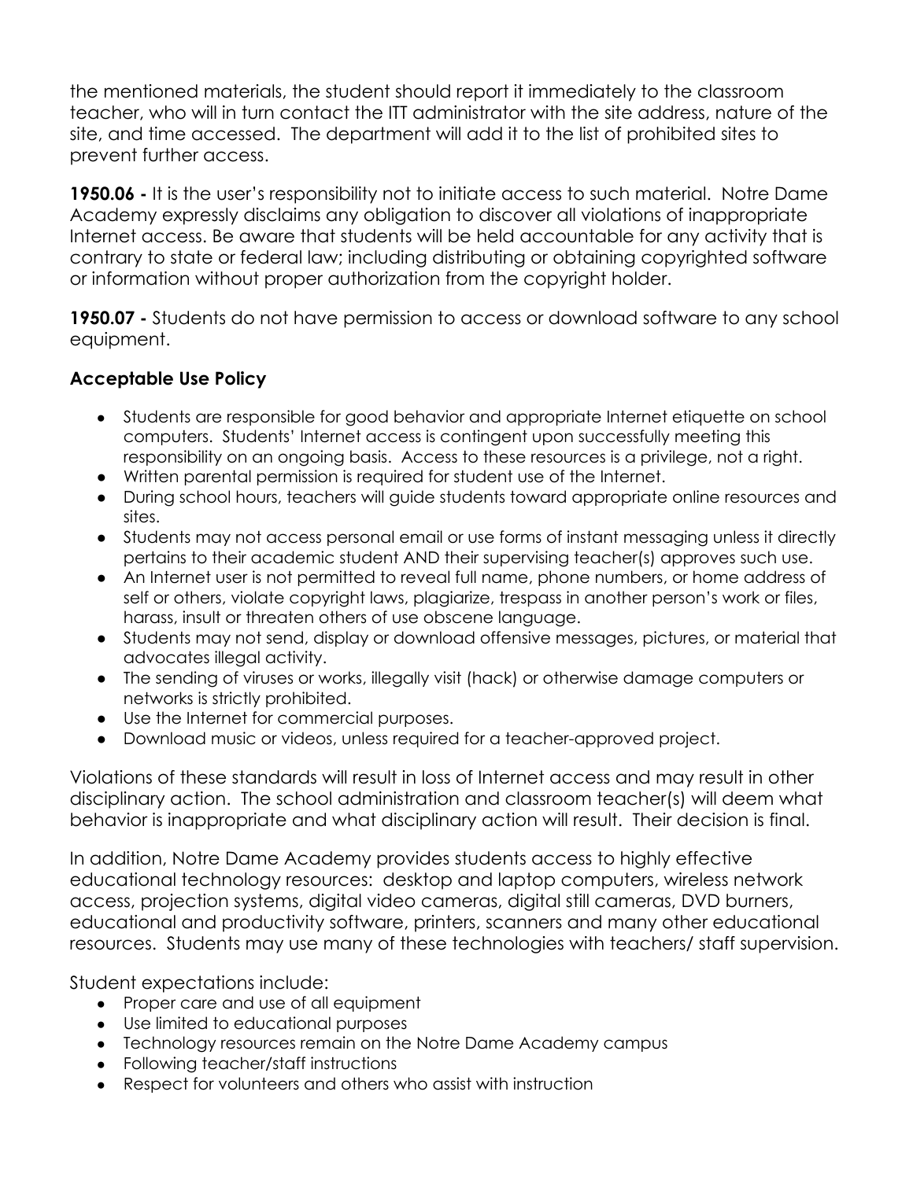the mentioned materials, the student should report it immediately to the classroom teacher, who will in turn contact the ITT administrator with the site address, nature of the site, and time accessed. The department will add it to the list of prohibited sites to prevent further access.

**1950.06 -** It is the user's responsibility not to initiate access to such material. Notre Dame Academy expressly disclaims any obligation to discover all violations of inappropriate Internet access. Be aware that students will be held accountable for any activity that is contrary to state or federal law; including distributing or obtaining copyrighted software or information without proper authorization from the copyright holder.

**1950.07 -** Students do not have permission to access or download software to any school equipment.

### Acceptable Use Policy

- Students are responsible for good behavior and appropriate Internet etiquette on school computers. Students' Internet access is contingent upon successfully meeting this responsibility on an ongoing basis. Access to these resources is a privilege, not a right.
- Written parental permission is required for student use of the Internet.
- During school hours, teachers will guide students toward appropriate online resources and sites.
- Students may not access personal email or use forms of instant messaging unless it directly pertains to their academic student AND their supervising teacher(s) approves such use.
- An Internet user is not permitted to reveal full name, phone numbers, or home address of self or others, violate copyright laws, plagiarize, trespass in another person's work or files, harass, insult or threaten others of use obscene language.
- Students may not send, display or download offensive messages, pictures, or material that advocates illegal activity.
- The sending of viruses or works, illegally visit (hack) or otherwise damage computers or networks is strictly prohibited.
- Use the Internet for commercial purposes.
- Download music or videos, unless required for a teacher-approved project.

Violations of these standards will result in loss of Internet access and may result in other disciplinary action. The school administration and classroom teacher(s) will deem what behavior is inappropriate and what disciplinary action will result. Their decision is final.

In addition, Notre Dame Academy provides students access to highly effective educational technology resources: desktop and laptop computers, wireless network access, projection systems, digital video cameras, digital still cameras, DVD burners, educational and productivity software, printers, scanners and many other educational resources. Students may use many of these technologies with teachers/ staff supervision.

Student expectations include:

- Proper care and use of all equipment
- Use limited to educational purposes
- Technology resources remain on the Notre Dame Academy campus
- Following teacher/staff instructions
- Respect for volunteers and others who assist with instruction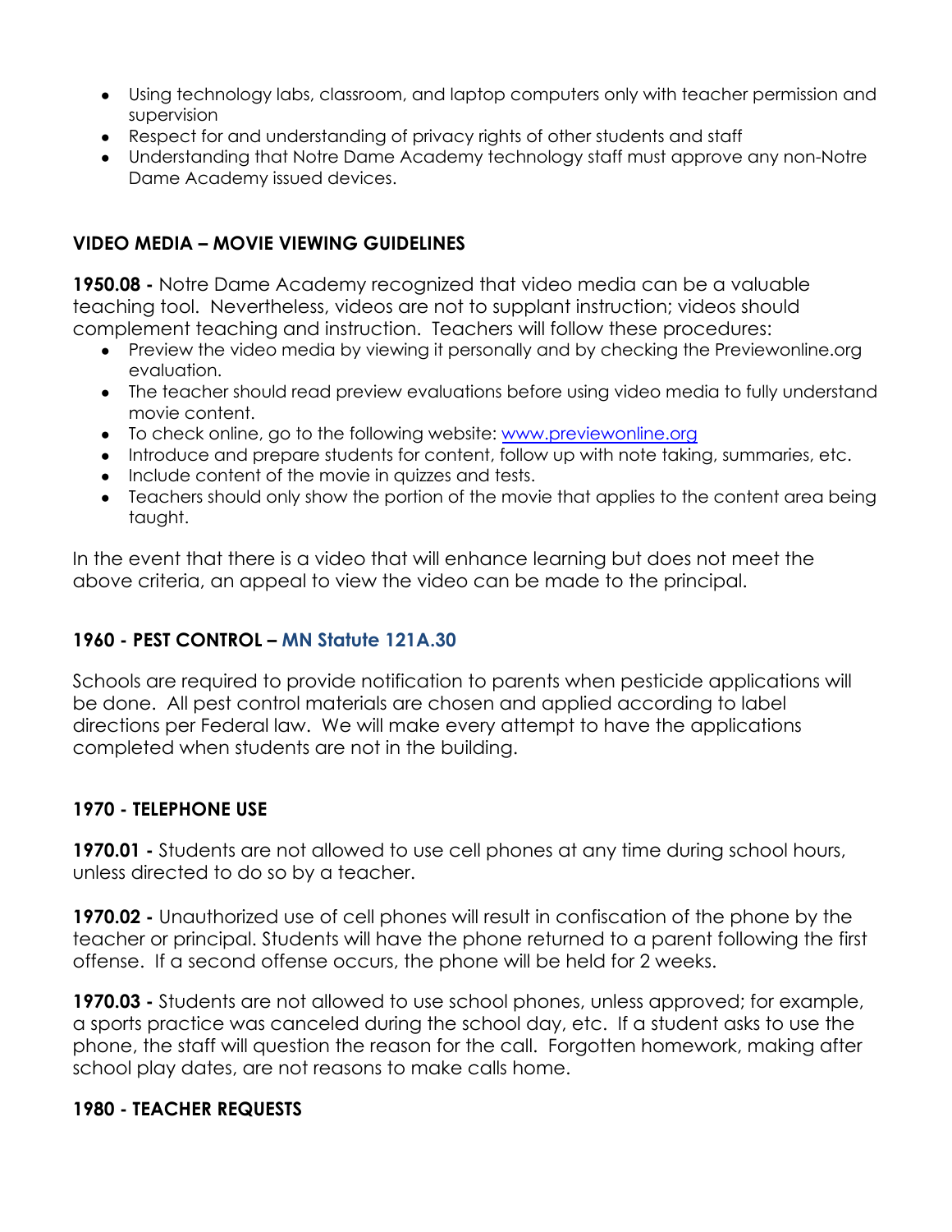- Using technology labs, classroom, and laptop computers only with teacher permission and supervision
- Respect for and understanding of privacy rights of other students and staff
- Understanding that Notre Dame Academy technology staff must approve any non-Notre Dame Academy issued devices.

### VIDEO MEDIA – MOVIE VIEWING GUIDELINES

**1950.08 -** Notre Dame Academy recognized that video media can be a valuable teaching tool. Nevertheless, videos are not to supplant instruction; videos should complement teaching and instruction. Teachers will follow these procedures:

- Preview the video media by viewing it personally and by checking the Previewonline.org evaluation.
- The teacher should read preview evaluations before using video media to fully understand movie content.
- To check online, go to the following website: [www.previewonline.org](http://www.previewonline.org)
- Introduce and prepare students for content, follow up with note taking, summaries, etc.
- Include content of the movie in quizzes and tests.
- Teachers should only show the portion of the movie that applies to the content area being taught.

In the event that there is a video that will enhance learning but does not meet the above criteria, an appeal to view the video can be made to the principal.

### 1960 - PEST CONTROL – MN Statute 121A.30

Schools are required to provide notification to parents when pesticide applications will be done. All pest control materials are chosen and applied according to label directions per Federal law. We will make every attempt to have the applications completed when students are not in the building.

### 1970 - TELEPHONE USE

**1970.01 -** Students are not allowed to use cell phones at any time during school hours, unless directed to do so by a teacher.

**1970.02 -** Unauthorized use of cell phones will result in confiscation of the phone by the teacher or principal. Students will have the phone returned to a parent following the first offense. If a second offense occurs, the phone will be held for 2 weeks.

**1970.03 -** Students are not allowed to use school phones, unless approved; for example, a sports practice was canceled during the school day, etc. If a student asks to use the phone, the staff will question the reason for the call. Forgotten homework, making after school play dates, are not reasons to make calls home.

### 1980 - TEACHER REQUESTS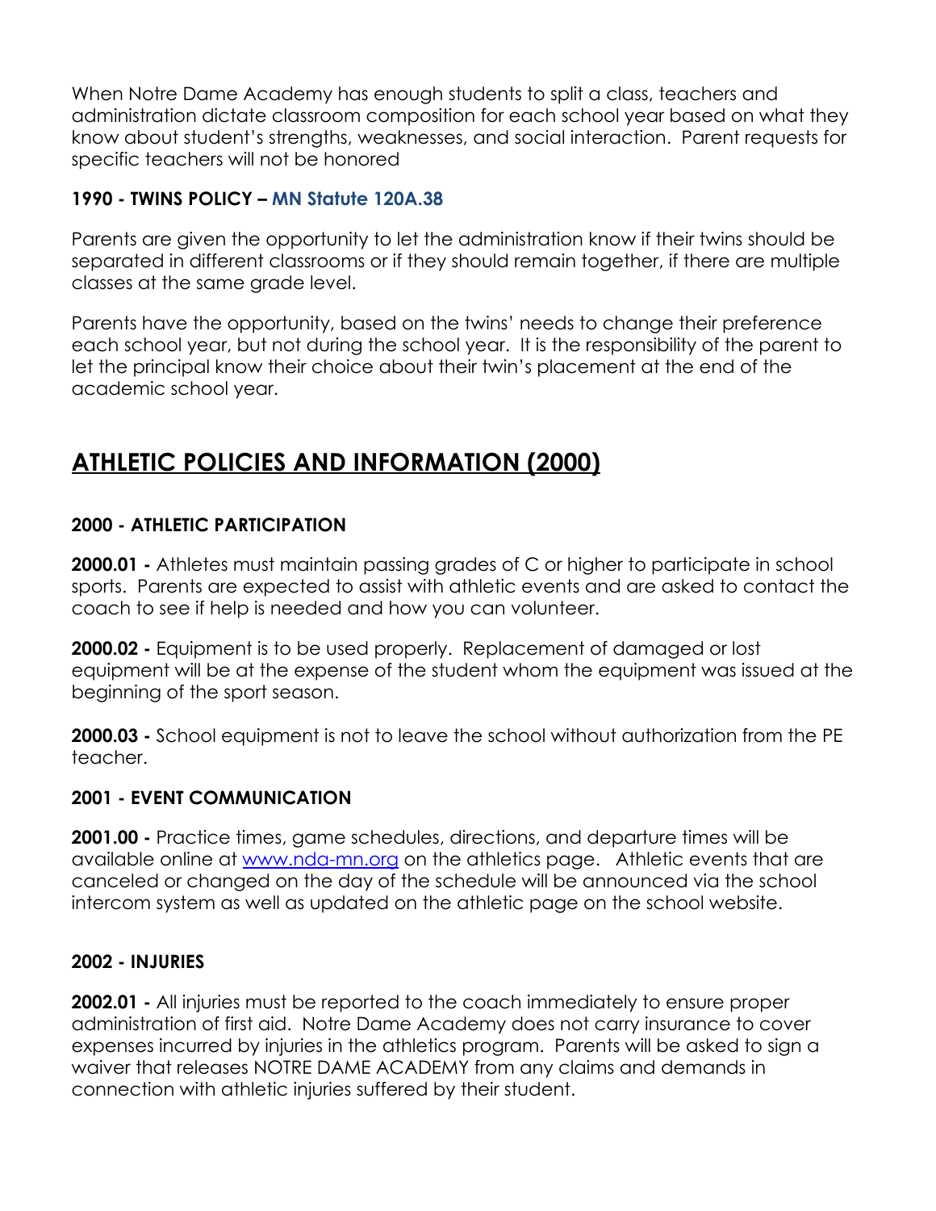When Notre Dame Academy has enough students to split a class, teachers and administration dictate classroom composition for each school year based on what they know about student's strengths, weaknesses, and social interaction. Parent requests for specific teachers will not be honored

### 1990 - TWINS POLICY – MN Statute 120A.38

Parents are given the opportunity to let the administration know if their twins should be separated in different classrooms or if they should remain together, if there are multiple classes at the same grade level.

Parents have the opportunity, based on the twins' needs to change their preference each school year, but not during the school year. It is the responsibility of the parent to let the principal know their choice about their twin's placement at the end of the academic school year.

# ATHLETIC POLICIES AND INFORMATION (2000)

### 2000 - ATHLETIC PARTICIPATION

**2000.01 -** Athletes must maintain passing grades of C or higher to participate in school sports. Parents are expected to assist with athletic events and are asked to contact the coach to see if help is needed and how you can volunteer.

**2000.02 -** Equipment is to be used properly. Replacement of damaged or lost equipment will be at the expense of the student whom the equipment was issued at the beginning of the sport season.

**2000.03 -** School equipment is not to leave the school without authorization from the PE teacher.

### 2001 - EVENT COMMUNICATION

**2001.00 -** Practice times, game schedules, directions, and departure times will be available online at www.nda-mn.org on the athletics page. Athletic events that are canceled or changed on the day of the schedule will be announced via the school intercom system as well as updated on the athletic page on the school website.

### 2002 - INJURIES

**2002.01 -** All injuries must be reported to the coach immediately to ensure proper administration of first aid. Notre Dame Academy does not carry insurance to cover expenses incurred by injuries in the athletics program. Parents will be asked to sign a waiver that releases NOTRE DAME ACADEMY from any claims and demands in connection with athletic injuries suffered by their student.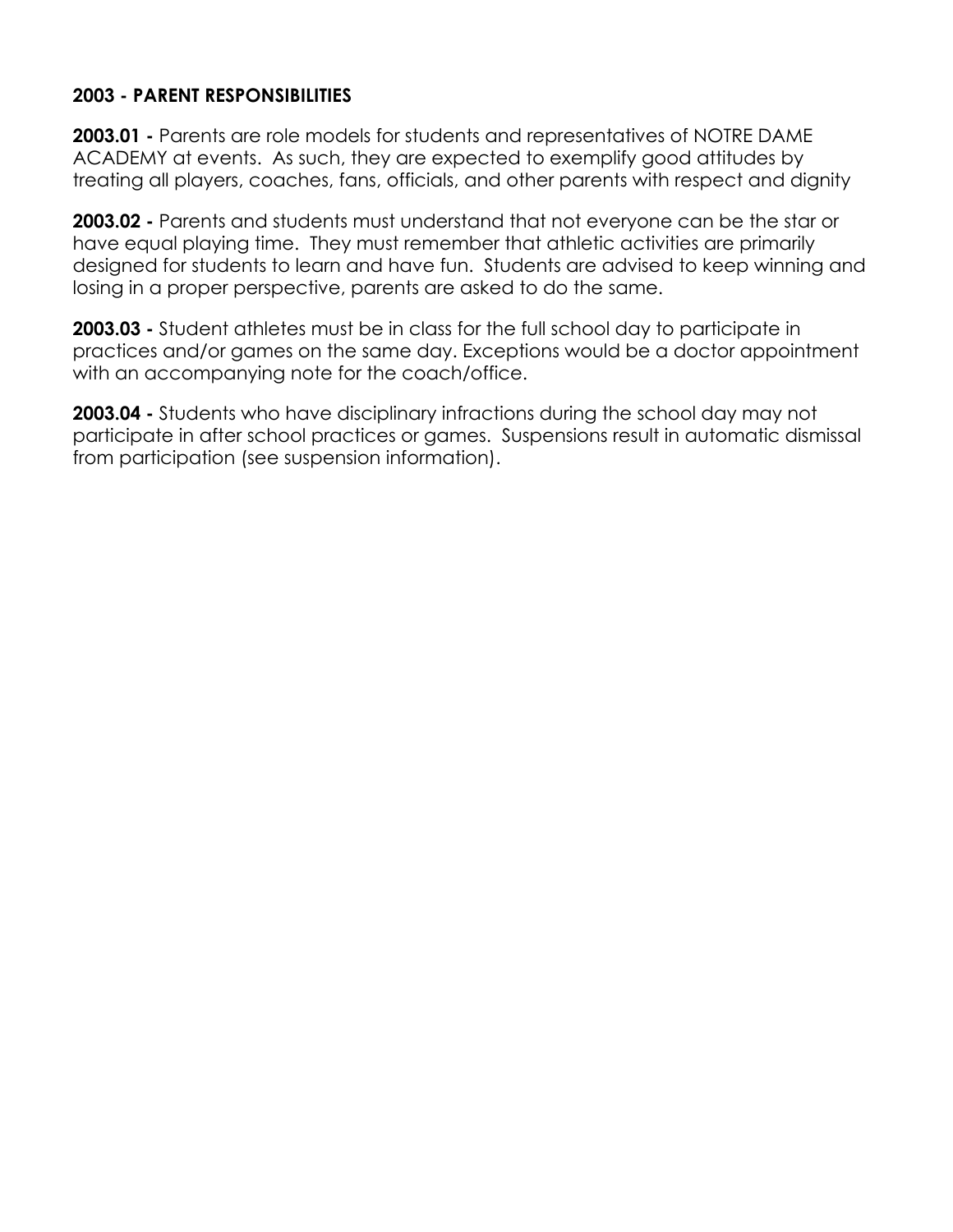## 2003 - PARENT RESPONSIBILITIES

**2003.01 -** Parents are role models for students and representatives of NOTRE DAME ACADEMY at events. As such, they are expected to exemplify good attitudes by treating all players, coaches, fans, officials, and other parents with respect and dignity

**2003.02 -** Parents and students must understand that not everyone can be the star or have equal playing time. They must remember that athletic activities are primarily designed for students to learn and have fun. Students are advised to keep winning and losing in a proper perspective, parents are asked to do the same.

**2003.03 -** Student athletes must be in class for the full school day to participate in practices and/or games on the same day. Exceptions would be a doctor appointment with an accompanying note for the coach/office.

**2003.04 -** Students who have disciplinary infractions during the school day may not participate in after school practices or games. Suspensions result in automatic dismissal from participation (see suspension information).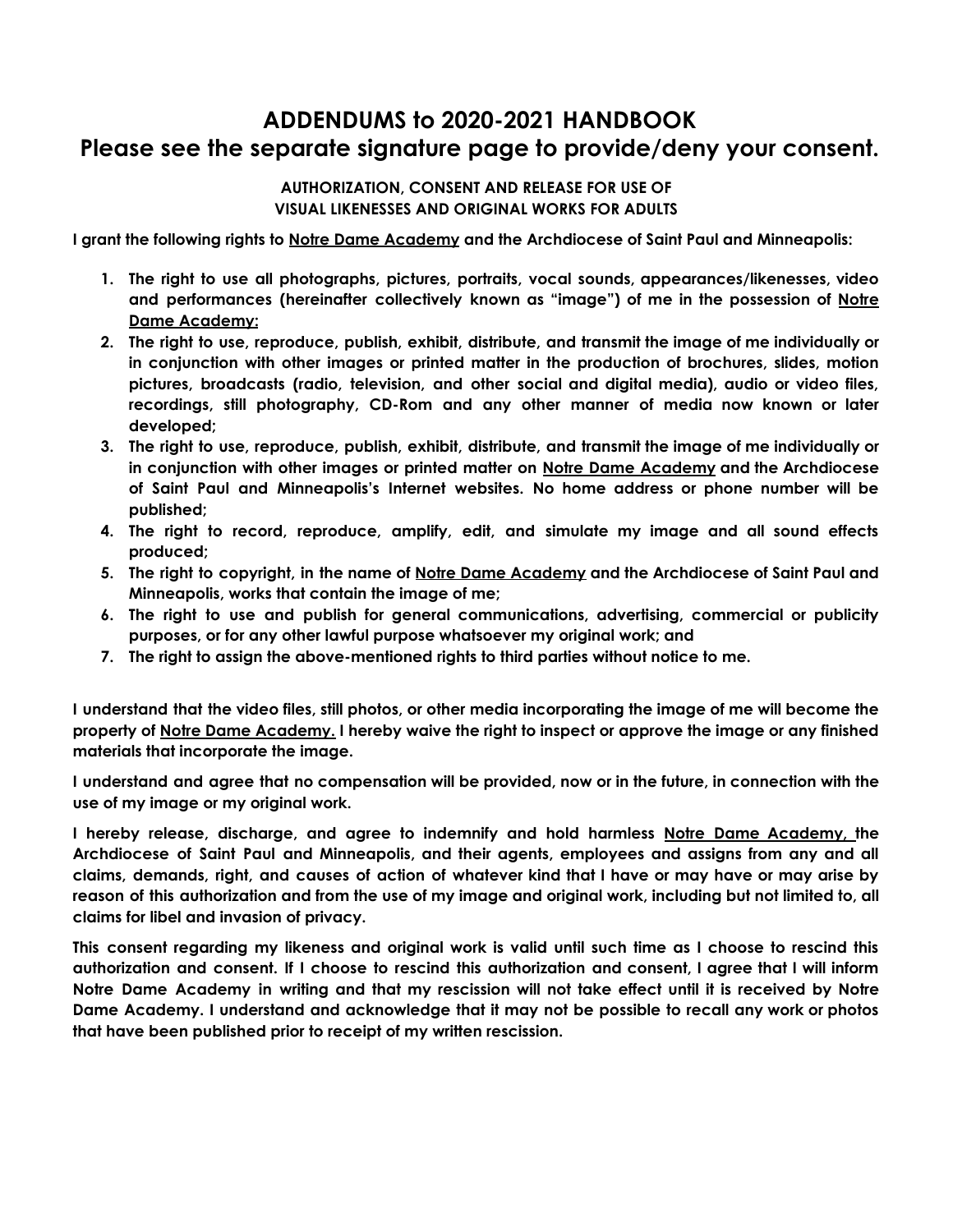# ADDENDUMS to 2020-2021 HANDBOOK
# Please see the separate signature page to provide/deny your consent.

**AUTHORIZATION, CONSENT AND RELEASE FOR USE OF VISUAL LIKENESSES AND ORIGINAL WORKS FOR ADULTS**

**I grant the following rights to Notre Dame Academy and the Archdiocese of Saint Paul and Minneapolis:**

1. **The right to use all photographs, pictures, portraits, vocal sounds, appearances/likenesses, video and performances (hereinafter collectively known as "image") of me in the possession of Notre Dame Academy:**
2. **The right to use, reproduce, publish, exhibit, distribute, and transmit the image of me individually or in conjunction with other images or printed matter in the production of brochures, slides, motion pictures, broadcasts (radio, television, and other social and digital media), audio or video files, recordings, still photography, CD-Rom and any other manner of media now known or later developed;**
3. **The right to use, reproduce, publish, exhibit, distribute, and transmit the image of me individually or in conjunction with other images or printed matter on Notre Dame Academy and the Archdiocese of Saint Paul and Minneapolis's Internet websites. No home address or phone number will be published;**
4. **The right to record, reproduce, amplify, edit, and simulate my image and all sound effects produced;**
5. **The right to copyright, in the name of Notre Dame Academy and the Archdiocese of Saint Paul and Minneapolis, works that contain the image of me;**
6. **The right to use and publish for general communications, advertising, commercial or publicity purposes, or for any other lawful purpose whatsoever my original work; and**
7. **The right to assign the above-mentioned rights to third parties without notice to me.**

**I understand that the video files, still photos, or other media incorporating the image of me will become the property of Notre Dame Academy. I hereby waive the right to inspect or approve the image or any finished materials that incorporate the image.**

**I understand and agree that no compensation will be provided, now or in the future, in connection with the use of my image or my original work.**

**I hereby release, discharge, and agree to indemnify and hold harmless Notre Dame Academy, the Archdiocese of Saint Paul and Minneapolis, and their agents, employees and assigns from any and all claims, demands, right, and causes of action of whatever kind that I have or may have or may arise by reason of this authorization and from the use of my image and original work, including but not limited to, all claims for libel and invasion of privacy.**

**This consent regarding my likeness and original work is valid until such time as I choose to rescind this authorization and consent. If I choose to rescind this authorization and consent, I agree that I will inform Notre Dame Academy in writing and that my rescission will not take effect until it is received by Notre Dame Academy. I understand and acknowledge that it may not be possible to recall any work or photos that have been published prior to receipt of my written rescission.**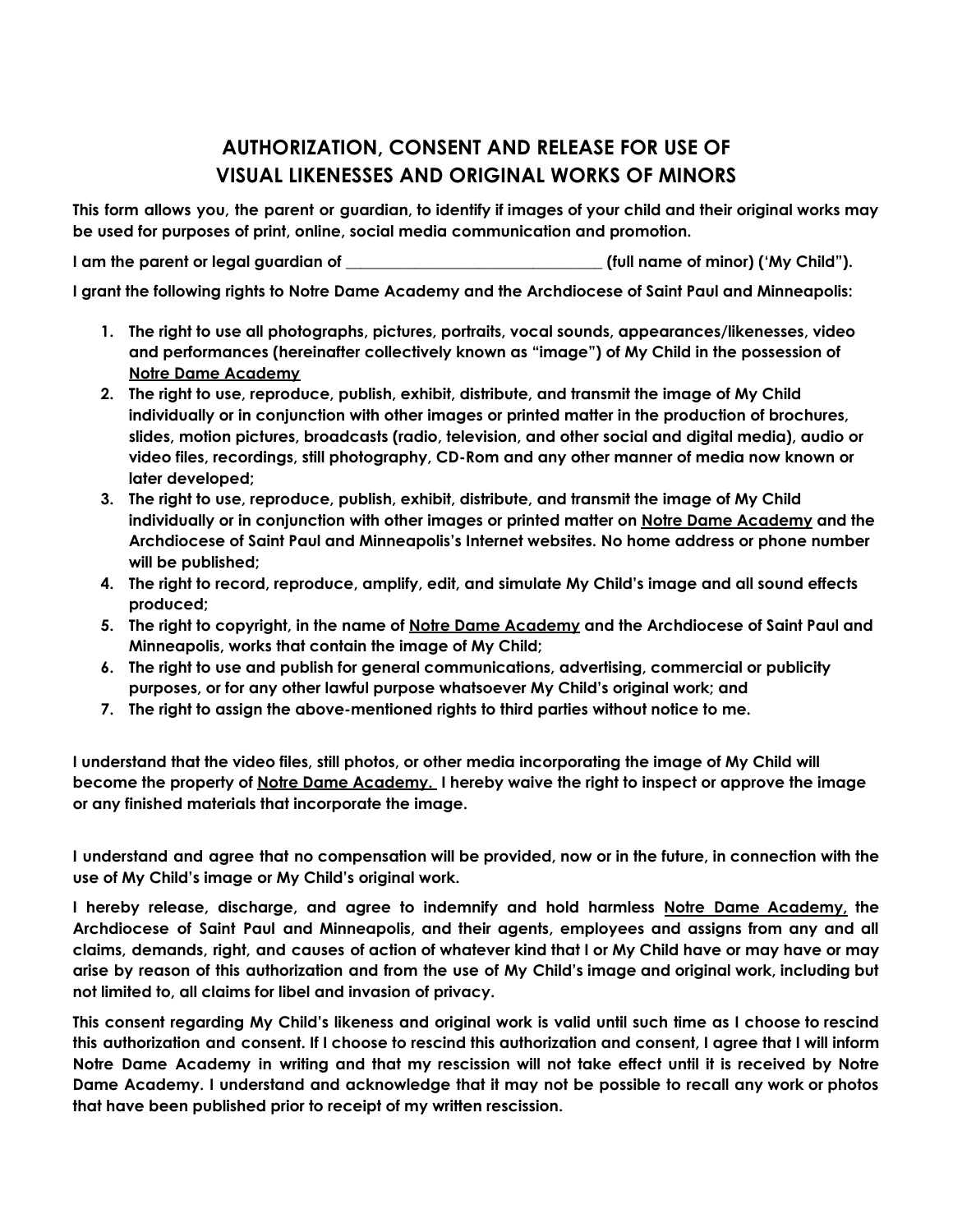# AUTHORIZATION, CONSENT AND RELEASE FOR USE OF VISUAL LIKENESSES AND ORIGINAL WORKS OF MINORS

**This form allows you, the parent or guardian, to identify if images of your child and their original works may be used for purposes of print, online, social media communication and promotion.**

**I am the parent or legal guardian of ________________________________ (full name of minor) ('My Child").**

**I grant the following rights to Notre Dame Academy and the Archdiocese of Saint Paul and Minneapolis:**

1. **The right to use all photographs, pictures, portraits, vocal sounds, appearances/likenesses, video and performances (hereinafter collectively known as "image") of My Child in the possession of Notre Dame Academy**
2. **The right to use, reproduce, publish, exhibit, distribute, and transmit the image of My Child individually or in conjunction with other images or printed matter in the production of brochures, slides, motion pictures, broadcasts (radio, television, and other social and digital media), audio or video files, recordings, still photography, CD-Rom and any other manner of media now known or later developed;**
3. **The right to use, reproduce, publish, exhibit, distribute, and transmit the image of My Child individually or in conjunction with other images or printed matter on Notre Dame Academy and the Archdiocese of Saint Paul and Minneapolis's Internet websites. No home address or phone number will be published;**
4. **The right to record, reproduce, amplify, edit, and simulate My Child's image and all sound effects produced;**
5. **The right to copyright, in the name of Notre Dame Academy and the Archdiocese of Saint Paul and Minneapolis, works that contain the image of My Child;**
6. **The right to use and publish for general communications, advertising, commercial or publicity purposes, or for any other lawful purpose whatsoever My Child's original work; and**
7. **The right to assign the above-mentioned rights to third parties without notice to me.**

**I understand that the video files, still photos, or other media incorporating the image of My Child will become the property of Notre Dame Academy. I hereby waive the right to inspect or approve the image or any finished materials that incorporate the image.**

**I understand and agree that no compensation will be provided, now or in the future, in connection with the use of My Child's image or My Child's original work.**

**I hereby release, discharge, and agree to indemnify and hold harmless Notre Dame Academy, the Archdiocese of Saint Paul and Minneapolis, and their agents, employees and assigns from any and all claims, demands, right, and causes of action of whatever kind that I or My Child have or may have or may arise by reason of this authorization and from the use of My Child's image and original work, including but not limited to, all claims for libel and invasion of privacy.**

**This consent regarding My Child's likeness and original work is valid until such time as I choose to rescind this authorization and consent. If I choose to rescind this authorization and consent, I agree that I will inform Notre Dame Academy in writing and that my rescission will not take effect until it is received by Notre Dame Academy. I understand and acknowledge that it may not be possible to recall any work or photos that have been published prior to receipt of my written rescission.**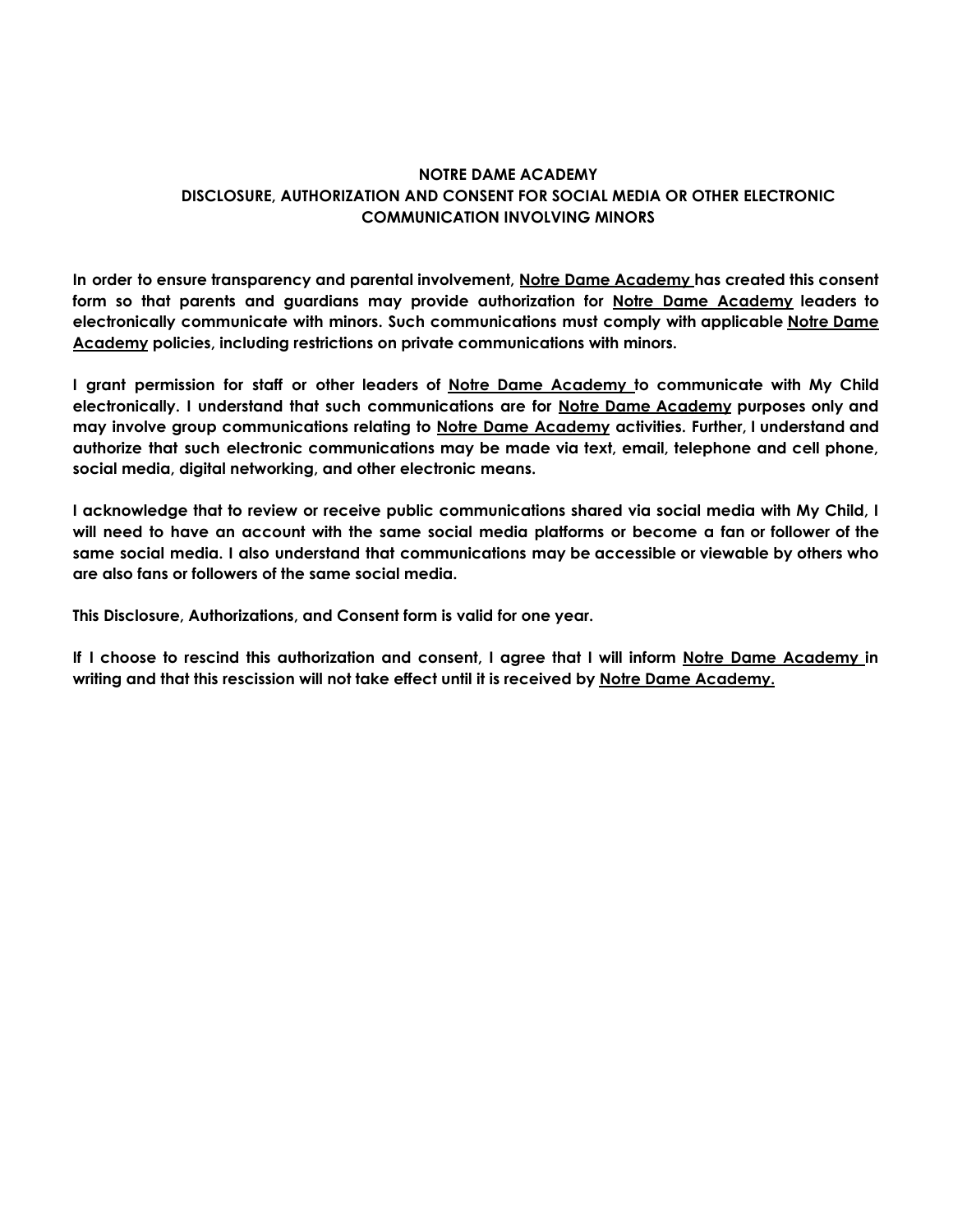**NOTRE DAME ACADEMY**
**DISCLOSURE, AUTHORIZATION AND CONSENT FOR SOCIAL MEDIA OR OTHER ELECTRONIC COMMUNICATION INVOLVING MINORS**

**In order to ensure transparency and parental involvement, Notre Dame Academy has created this consent form so that parents and guardians may provide authorization for Notre Dame Academy leaders to electronically communicate with minors. Such communications must comply with applicable Notre Dame Academy policies, including restrictions on private communications with minors.**

**I grant permission for staff or other leaders of Notre Dame Academy to communicate with My Child electronically. I understand that such communications are for Notre Dame Academy purposes only and may involve group communications relating to Notre Dame Academy activities. Further, I understand and authorize that such electronic communications may be made via text, email, telephone and cell phone, social media, digital networking, and other electronic means.**

**I acknowledge that to review or receive public communications shared via social media with My Child, I will need to have an account with the same social media platforms or become a fan or follower of the same social media. I also understand that communications may be accessible or viewable by others who are also fans or followers of the same social media.**

**This Disclosure, Authorizations, and Consent form is valid for one year.**

**If I choose to rescind this authorization and consent, I agree that I will inform Notre Dame Academy in writing and that this rescission will not take effect until it is received by Notre Dame Academy.**